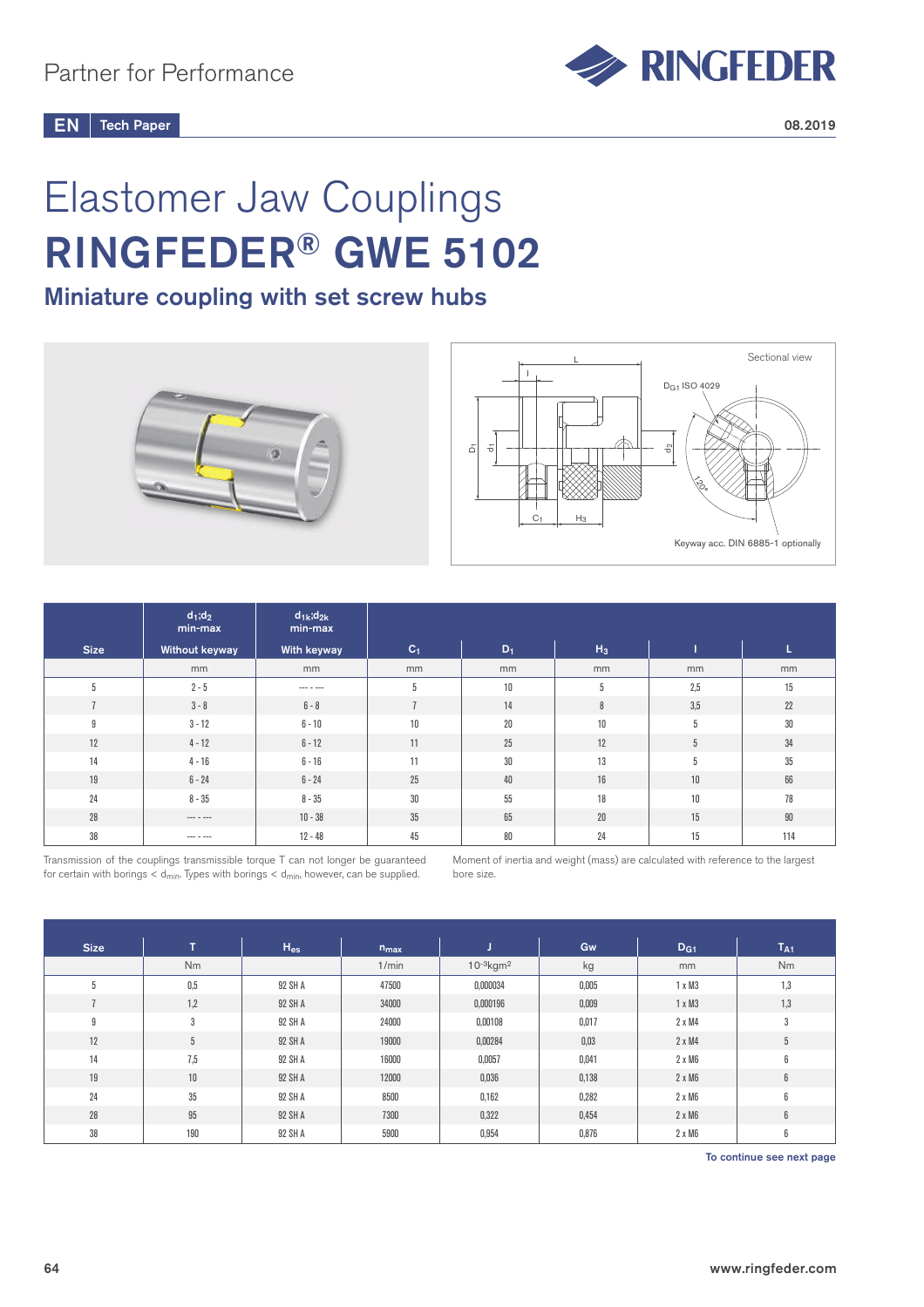Partner for Performance

EN | Tech Paper

08.2019

# Elastomer Jaw Couplings

# RINGFEDER® GWE 5102

## Miniature coupling with set screw hubs

Sectional view

$D_{G1}$ ISO 4029

Keyway acc. DIN 6885-1 optionally

| Size | $d_1;d_2$ min-max Without keyway | $d_{1k};d_{2k}$ min-max With keyway | $C_1$ | $D_1$ | $H_3$ | l | L |
|---|---|---|---|---|---|---|---|
| | mm | mm | mm | mm | mm | mm | mm |
| 5 | 2 - 5 | --- - --- | 5 | 10 | 5 | 2,5 | 15 |
| 7 | 3 - 8 | 6 - 8 | 7 | 14 | 8 | 3,5 | 22 |
| 9 | 3 - 12 | 6 - 10 | 10 | 20 | 10 | 5 | 30 |
| 12 | 4 - 12 | 6 - 12 | 11 | 25 | 12 | 5 | 34 |
| 14 | 4 - 16 | 6 - 16 | 11 | 30 | 13 | 5 | 35 |
| 19 | 6 - 24 | 6 - 24 | 25 | 40 | 16 | 10 | 66 |
| 24 | 8 - 35 | 8 - 35 | 30 | 55 | 18 | 10 | 78 |
| 28 | --- - --- | 10 - 38 | 35 | 65 | 20 | 15 | 90 |
| 38 | --- - --- | 12 - 48 | 45 | 80 | 24 | 15 | 114 |

Transmission of the couplings transmissible torque T can not longer be guaranteed for certain with borings < $d_{min}$. Types with borings < $d_{min}$, however, can be supplied.

Moment of inertia and weight (mass) are calculated with reference to the largest bore size.

| Size | T | $H_{es}$ | $n_{max}$ | J | Gw | $D_{G1}$ | $T_{A1}$ |
|---|---|---|---|---|---|---|---|
| | Nm | | 1/min | $10^{-3}$kgm² | kg | mm | Nm |
| 5 | 0,5 | 92 SH A | 47500 | 0,000034 | 0,005 | 1 x M3 | 1,3 |
| 7 | 1,2 | 92 SH A | 34000 | 0,000196 | 0,009 | 1 x M3 | 1,3 |
| 9 | 3 | 92 SH A | 24000 | 0,00108 | 0,017 | 2 x M4 | 3 |
| 12 | 5 | 92 SH A | 19000 | 0,00284 | 0,03 | 2 x M4 | 5 |
| 14 | 7,5 | 92 SH A | 16000 | 0,0057 | 0,041 | 2 x M6 | 6 |
| 19 | 10 | 92 SH A | 12000 | 0,036 | 0,138 | 2 x M6 | 6 |
| 24 | 35 | 92 SH A | 8500 | 0,162 | 0,282 | 2 x M6 | 6 |
| 28 | 95 | 92 SH A | 7300 | 0,322 | 0,454 | 2 x M6 | 6 |
| 38 | 190 | 92 SH A | 5900 | 0,954 | 0,876 | 2 x M6 | 6 |

To continue see next page

www.ringfeder.com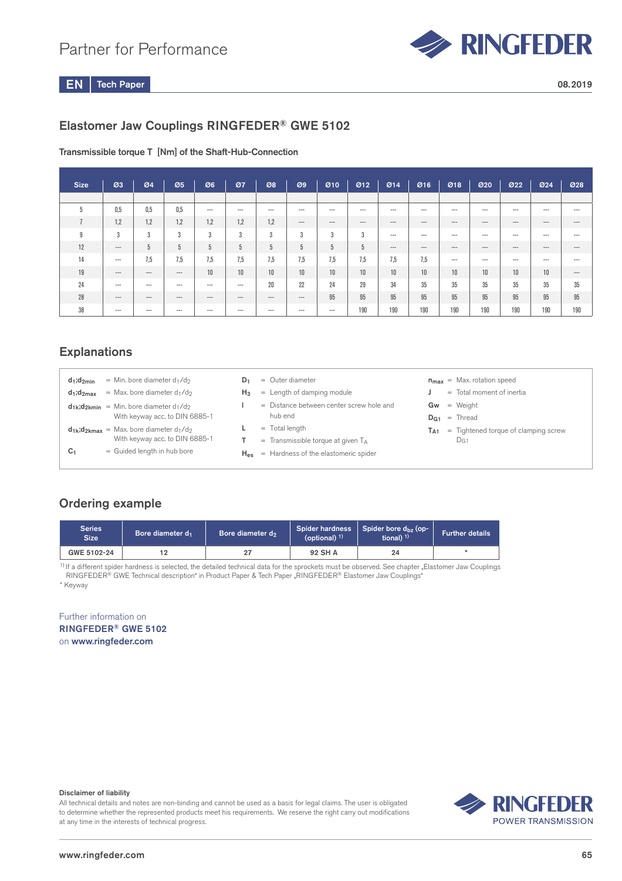## Elastomer Jaw Couplings RINGFEDER® GWE 5102

### Transmissible torque T [Nm] of the Shaft-Hub-Connection

| Size | Ø3 | Ø4 | Ø5 | Ø6 | Ø7 | Ø8 | Ø9 | Ø10 | Ø12 | Ø14 | Ø16 | Ø18 | Ø20 | Ø22 | Ø24 | Ø28 |
|---|---|---|---|---|---|---|---|---|---|---|---|---|---|---|---|---|
| 5 | 0,5 | 0,5 | 0,5 | --- | --- | --- | --- | --- | --- | --- | --- | --- | --- | --- | --- | --- |
| 7 | 1,2 | 1,2 | 1,2 | 1,2 | 1,2 | 1,2 | --- | --- | --- | --- | --- | --- | --- | --- | --- | --- |
| 9 | 3 | 3 | 3 | 3 | 3 | 3 | 3 | 3 | 3 | --- | --- | --- | --- | --- | --- | --- |
| 12 | --- | 5 | 5 | 5 | 5 | 5 | 5 | 5 | 5 | --- | --- | --- | --- | --- | --- | --- |
| 14 | --- | 7,5 | 7,5 | 7,5 | 7,5 | 7,5 | 7,5 | 7,5 | 7,5 | 7,5 | 7,5 | --- | --- | --- | --- | --- |
| 19 | --- | --- | --- | 10 | 10 | 10 | 10 | 10 | 10 | 10 | 10 | 10 | 10 | 10 | 10 | --- |
| 24 | --- | --- | --- | --- | --- | 20 | 22 | 24 | 29 | 34 | 35 | 35 | 35 | 35 | 35 | 35 |
| 28 | --- | --- | --- | --- | --- | --- | --- | 95 | 95 | 95 | 95 | 95 | 95 | 95 | 95 | 95 |
| 38 | --- | --- | --- | --- | --- | --- | --- | --- | 190 | 190 | 190 | 190 | 190 | 190 | 190 | 190 |

## Explanations

- $d_1;d_{2min}$ = Min. bore diameter $d_1/d_2$
- $d_1;d_{2max}$ = Max. bore diameter $d_1/d_2$
- $d_{1k};d_{2kmin}$ = Min. bore diameter $d_1/d_2$ With keyway acc. to DIN 6885-1
- $d_{1k};d_{2kmax}$ = Max. bore diameter $d_1/d_2$ With keyway acc. to DIN 6885-1
- $C_1$ = Guided length in hub bore
- $D_1$ = Outer diameter
- $H_3$ = Length of damping module
- $l$ = Distance between center screw hole and hub end
- $L$ = Total length
- $T$ = Transmissible torque at given $T_A$
- $H_{es}$ = Hardness of the elastomeric spider
- $n_{max}$ = Max. rotation speed
- $J$ = Total moment of inertia
- $Gw$ = Weight
- $D_{G1}$ = Thread
- $T_{A1}$ = Tightened torque of clamping screw $D_{G1}$

## Ordering example

| Series Size | Bore diameter $d_1$ | Bore diameter $d_2$ | Spider hardness (optional) [1] | Spider bore $d_{bz}$ (optional) [1] | Further details |
|---|---|---|---|---|---|
| GWE 5102-24 | 12 | 27 | 92 SH A | 24 | * |

[1] If a different spider hardness is selected, the detailed technical data for the sprockets must be observed. See chapter „Elastomer Jaw Couplings RINGFEDER® GWE Technical description" in Product Paper & Tech Paper „RINGFEDER® Elastomer Jaw Couplings"

* Keyway

Further information on
**RINGFEDER® GWE 5102**
on **www.ringfeder.com**

**Disclaimer of liability**
All technical details and notes are non-binding and cannot be used as a basis for legal claims. The user is obligated to determine whether the represented products meet his requirements. We reserve the right carry out modifications at any time in the interests of technical progress.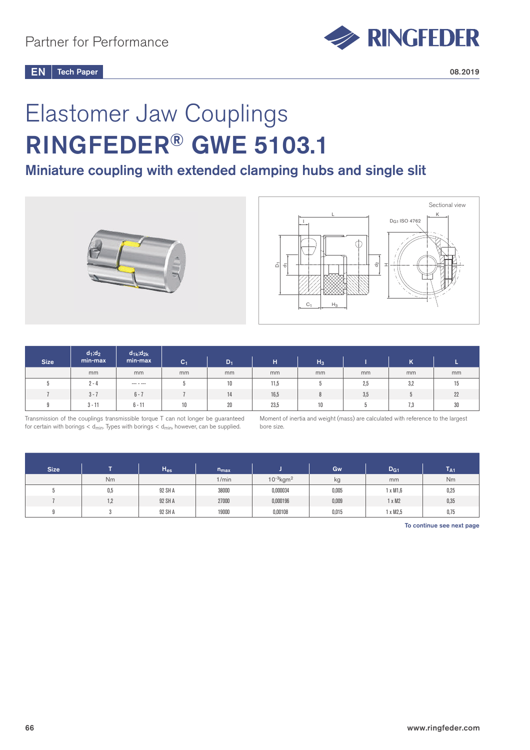Partner for Performance

EN | Tech Paper

08.2019

# Elastomer Jaw Couplings

# RINGFEDER® GWE 5103.1

## Miniature coupling with extended clamping hubs and single slit

| Size | $d_1;d_2$ min-max | $d_{1k};d_{2k}$ min-max | $C_1$ | $D_1$ | H | $H_3$ | I | K | L |
|---|---|---|---|---|---|---|---|---|---|
| | mm | mm | mm | mm | mm | mm | mm | mm | mm |
| 5 | 2 - 4 | --- - --- | 5 | 10 | 11,5 | 5 | 2,5 | 3,2 | 15 |
| 7 | 3 - 7 | 6 - 7 | 7 | 14 | 16,5 | 8 | 3,5 | 5 | 22 |
| 9 | 3 - 11 | 6 - 11 | 10 | 20 | 23,5 | 10 | 5 | 7,3 | 30 |

Transmission of the couplings transmissible torque T can not longer be guaranteed for certain with borings < $d_{min}$. Types with borings < $d_{min}$, however, can be supplied.

Moment of inertia and weight (mass) are calculated with reference to the largest bore size.

| Size | T | $H_{es}$ | $n_{max}$ | J | Gw | $D_{G1}$ | $T_{A1}$ |
|---|---|---|---|---|---|---|---|
| | Nm | | 1/min | $10^{-3}$kgm$^2$ | kg | mm | Nm |
| 5 | 0,5 | 92 SH A | 38000 | 0,000034 | 0,005 | 1 x M1,6 | 0,25 |
| 7 | 1,2 | 92 SH A | 27000 | 0,000196 | 0,009 | 1 x M2 | 0,35 |
| 9 | 3 | 92 SH A | 19000 | 0,00108 | 0,015 | 1 x M2,5 | 0,75 |

To continue see next page

www.ringfeder.com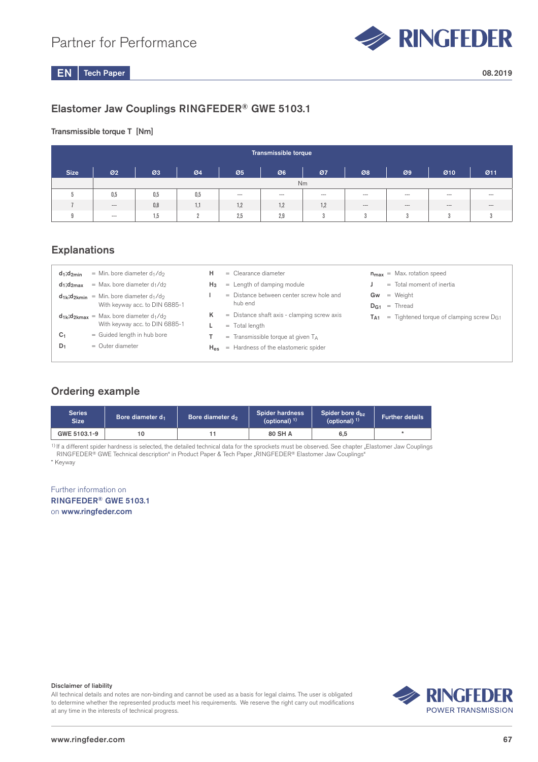## Elastomer Jaw Couplings RINGFEDER® GWE 5103.1

### Transmissible torque T [Nm]

| Size | Transmissible torque | | | | | | | | | |
|---|---|---|---|---|---|---|---|---|---|---|
| | Ø2 | Ø3 | Ø4 | Ø5 | Ø6 | Ø7 | Ø8 | Ø9 | Ø10 | Ø11 |
| | Nm | | | | | | | | | |
| 5 | 0,5 | 0,5 | 0,5 | --- | --- | --- | --- | --- | --- | --- |
| 7 | --- | 0,8 | 1,1 | 1,2 | 1,2 | 1,2 | --- | --- | --- | --- |
| 9 | --- | 1,5 | 2 | 2,5 | 2,9 | 3 | 3 | 3 | 3 | 3 |

## Explanations

- $d_1;d_{2min}$ = Min. bore diameter $d_1/d_2$
- $d_1;d_{2max}$ = Max. bore diameter $d_1/d_2$
- $d_{1k};d_{2kmin}$ = Min. bore diameter $d_1/d_2$ With keyway acc. to DIN 6885-1
- $d_{1k};d_{2kmax}$ = Max. bore diameter $d_1/d_2$ With keyway acc. to DIN 6885-1
- $C_1$ = Guided length in hub bore
- $D_1$ = Outer diameter
- H = Clearance diameter
- $H_3$ = Length of damping module
- I = Distance between center screw hole and hub end
- K = Distance shaft axis - clamping screw axis
- L = Total length
- T = Transmissible torque at given $T_A$
- $H_{es}$ = Hardness of the elastomeric spider
- $n_{max}$ = Max. rotation speed
- J = Total moment of inertia
- Gw = Weight
- $D_{G1}$ = Thread
- $T_{A1}$ = Tightened torque of clamping screw $D_{G1}$

## Ordering example

| Series Size | Bore diameter $d_1$ | Bore diameter $d_2$ | Spider hardness (optional) [1] | Spider bore $d_{bz}$ (optional) [1] | Further details |
|---|---|---|---|---|---|
| GWE 5103.1-9 | 10 | 11 | 80 SH A | 6,5 | * |

[1] If a different spider hardness is selected, the detailed technical data for the sprockets must be observed. See chapter „Elastomer Jaw Couplings RINGFEDER® GWE Technical description" in Product Paper & Tech Paper „RINGFEDER® Elastomer Jaw Couplings"

* Keyway

Further information on
**RINGFEDER® GWE 5103.1**
on **www.ringfeder.com**

**Disclaimer of liability**
All technical details and notes are non-binding and cannot be used as a basis for legal claims. The user is obligated to determine whether the represented products meet his requirements. We reserve the right carry out modifications at any time in the interests of technical progress.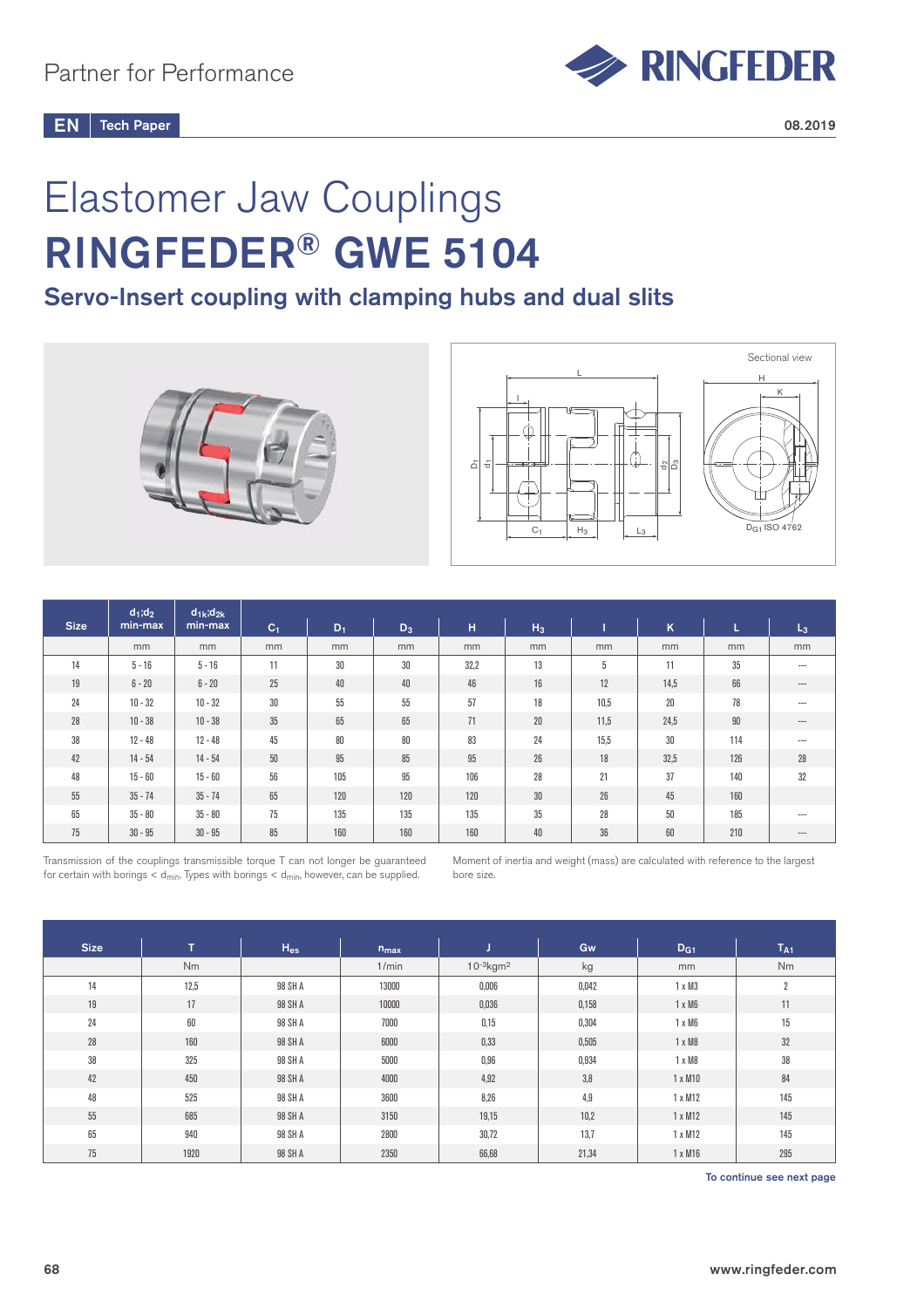Partner for Performance

EN | Tech Paper

08.2019

# Elastomer Jaw Couplings
# RINGFEDER® GWE 5104

## Servo-Insert coupling with clamping hubs and dual slits

Sectional view

| Size | $d_1$;$d_2$ min-max | $d_{1k}$;$d_{2k}$ min-max | $C_1$ | $D_1$ | $D_3$ | H | $H_3$ | I | K | L | $L_3$ |
|---|---|---|---|---|---|---|---|---|---|---|---|
| | mm | mm | mm | mm | mm | mm | mm | mm | mm | mm | mm |
| 14 | 5 - 16 | 5 - 16 | 11 | 30 | 30 | 32,2 | 13 | 5 | 11 | 35 | --- |
| 19 | 6 - 20 | 6 - 20 | 25 | 40 | 40 | 46 | 16 | 12 | 14,5 | 66 | --- |
| 24 | 10 - 32 | 10 - 32 | 30 | 55 | 55 | 57 | 18 | 10,5 | 20 | 78 | --- |
| 28 | 10 - 38 | 10 - 38 | 35 | 65 | 65 | 71 | 20 | 11,5 | 24,5 | 90 | --- |
| 38 | 12 - 48 | 12 - 48 | 45 | 80 | 80 | 83 | 24 | 15,5 | 30 | 114 | --- |
| 42 | 14 - 54 | 14 - 54 | 50 | 95 | 85 | 95 | 26 | 18 | 32,5 | 126 | 28 |
| 48 | 15 - 60 | 15 - 60 | 56 | 105 | 95 | 106 | 28 | 21 | 37 | 140 | 32 |
| 55 | 35 - 74 | 35 - 74 | 65 | 120 | 120 | 120 | 30 | 26 | 45 | 160 | |
| 65 | 35 - 80 | 35 - 80 | 75 | 135 | 135 | 135 | 35 | 28 | 50 | 185 | --- |
| 75 | 30 - 95 | 30 - 95 | 85 | 160 | 160 | 160 | 40 | 36 | 60 | 210 | --- |

Transmission of the couplings transmissible torque T can not longer be guaranteed for certain with borings < $d_{min}$. Types with borings < $d_{min}$, however, can be supplied.

Moment of inertia and weight (mass) are calculated with reference to the largest bore size.

| Size | T | $H_{es}$ | $n_{max}$ | J | Gw | $D_{G1}$ | $T_{A1}$ |
|---|---|---|---|---|---|---|---|
| | Nm | | 1/min | $10^{-3}$kgm² | kg | mm | Nm |
| 14 | 12,5 | 98 SH A | 13000 | 0,006 | 0,042 | 1 x M3 | 2 |
| 19 | 17 | 98 SH A | 10000 | 0,036 | 0,158 | 1 x M6 | 11 |
| 24 | 60 | 98 SH A | 7000 | 0,15 | 0,304 | 1 x M6 | 15 |
| 28 | 160 | 98 SH A | 6000 | 0,33 | 0,505 | 1 x M8 | 32 |
| 38 | 325 | 98 SH A | 5000 | 0,96 | 0,934 | 1 x M8 | 38 |
| 42 | 450 | 98 SH A | 4000 | 4,92 | 3,8 | 1 x M10 | 84 |
| 48 | 525 | 98 SH A | 3600 | 8,26 | 4,9 | 1 x M12 | 145 |
| 55 | 685 | 98 SH A | 3150 | 19,15 | 10,2 | 1 x M12 | 145 |
| 65 | 940 | 98 SH A | 2800 | 30,72 | 13,7 | 1 x M12 | 145 |
| 75 | 1920 | 98 SH A | 2350 | 66,68 | 21,34 | 1 x M16 | 295 |

To continue see next page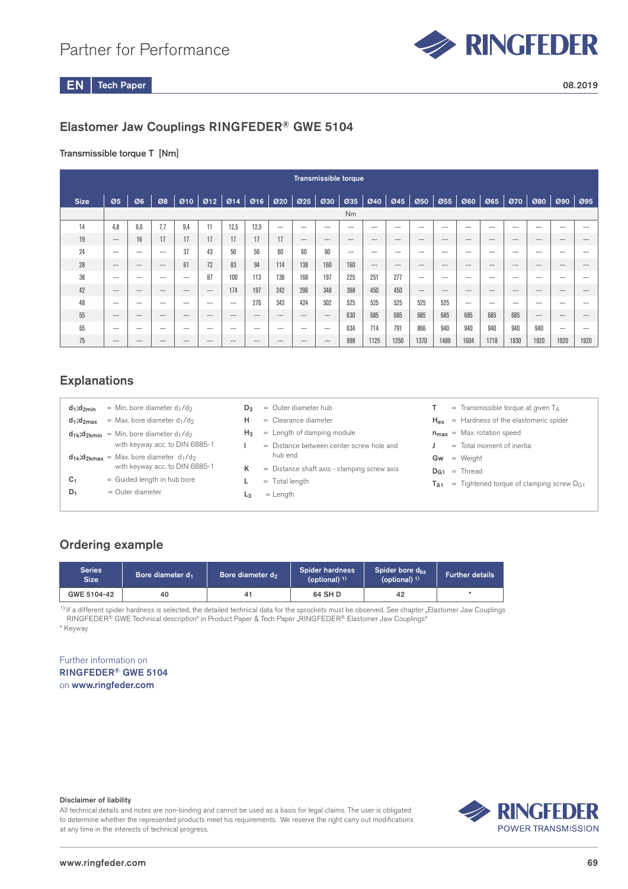## Elastomer Jaw Couplings RINGFEDER® GWE 5104

### Transmissible torque T [Nm]

| Transmissible torque | | | | | | | | | | | | | | | | | | | | | |
|---|---|---|---|---|---|---|---|---|---|---|---|---|---|---|---|---|---|---|---|---|---|
| Size | Ø5 | Ø6 | Ø8 | Ø10 | Ø12 | Ø14 | Ø16 | Ø20 | Ø25 | Ø30 | Ø35 | Ø40 | Ø45 | Ø50 | Ø55 | Ø60 | Ø65 | Ø70 | Ø80 | Ø90 | Ø95 |
| | Nm | | | | | | | | | | | | | | | | | | | | |
| 14 | 4,8 | 6,0 | 7,7 | 9,4 | 11 | 12,5 | 12,5 | --- | --- | --- | --- | --- | --- | --- | --- | --- | --- | --- | --- | --- | --- |
| 19 | --- | 16 | 17 | 17 | 17 | 17 | 17 | 17 | --- | --- | --- | --- | --- | --- | --- | --- | --- | --- | --- | --- | --- |
| 24 | --- | --- | --- | 37 | 43 | 50 | 56 | 60 | 60 | 60 | --- | --- | --- | --- | --- | --- | --- | --- | --- | --- | --- |
| 28 | --- | --- | --- | 61 | 72 | 83 | 94 | 114 | 138 | 160 | 160 | --- | --- | --- | --- | --- | --- | --- | --- | --- | --- |
| 38 | --- | --- | --- | --- | 87 | 100 | 113 | 138 | 168 | 197 | 225 | 251 | 277 | --- | --- | --- | --- | --- | --- | --- | --- |
| 42 | --- | --- | --- | --- | --- | 174 | 197 | 242 | 296 | 348 | 398 | 450 | 450 | --- | --- | --- | --- | --- | --- | --- | --- |
| 48 | --- | --- | --- | --- | --- | --- | 276 | 343 | 424 | 502 | 525 | 525 | 525 | 525 | 525 | --- | --- | --- | --- | --- | --- |
| 55 | --- | --- | --- | --- | --- | --- | --- | --- | --- | --- | 630 | 685 | 685 | 685 | 685 | 685 | 685 | 685 | --- | --- | --- |
| 65 | --- | --- | --- | --- | --- | --- | --- | --- | --- | --- | 634 | 714 | 791 | 866 | 940 | 940 | 940 | 940 | 940 | --- | --- |
| 75 | --- | --- | --- | --- | --- | --- | --- | --- | --- | --- | 998 | 1125 | 1250 | 1370 | 1489 | 1604 | 1718 | 1830 | 1920 | 1920 | 1920 |

## Explanations

- $d_1;d_{2min}$ = Min. bore diameter $d_1/d_2$
- $d_1;d_{2max}$ = Max. bore diameter $d_1/d_2$
- $d_{1k};d_{2kmin}$ = Min. bore diameter $d_1/d_2$ with keyway acc. to DIN 6885-1
- $d_{1k};d_{2kmax}$ = Max. bore diameter $d_1/d_2$ with keyway acc. to DIN 6885-1
- $C_1$ = Guided length in hub bore
- $D_1$ = Outer diameter
- $D_3$ = Outer diameter hub
- H = Clearance diameter
- $H_3$ = Length of damping module
- I = Distance between center screw hole and hub end
- K = Distance shaft axis - clamping screw axis
- L = Total length
- $L_3$ = Length
- T = Transmissible torque at given $T_A$
- $H_{es}$ = Hardness of the elastomeric spider
- $n_{max}$ = Max. rotation speed
- J = Total moment of inertia
- Gw = Weight
- $D_{G1}$ = Thread
- $T_{A1}$ = Tightened torque of clamping screw $D_{G1}$

## Ordering example

| Series Size | Bore diameter $d_1$ | Bore diameter $d_2$ | Spider hardness (optional) [1] | Spider bore $d_{bz}$ (optional) [1] | Further details |
|---|---|---|---|---|---|
| GWE 5104-42 | 40 | 41 | 64 SH D | 42 | * |

[1] If a different spider hardness is selected, the detailed technical data for the sprockets must be observed. See chapter „Elastomer Jaw Couplings RINGFEDER® GWE Technical description" in Product Paper & Tech Paper „RINGFEDER® Elastomer Jaw Couplings"

* Keyway

Further information on
**RINGFEDER® GWE 5104**
on **www.ringfeder.com**

**Disclaimer of liability**
All technical details and notes are non-binding and cannot be used as a basis for legal claims. The user is obligated to determine whether the represented products meet his requirements. We reserve the right carry out modifications at any time in the interests of technical progress.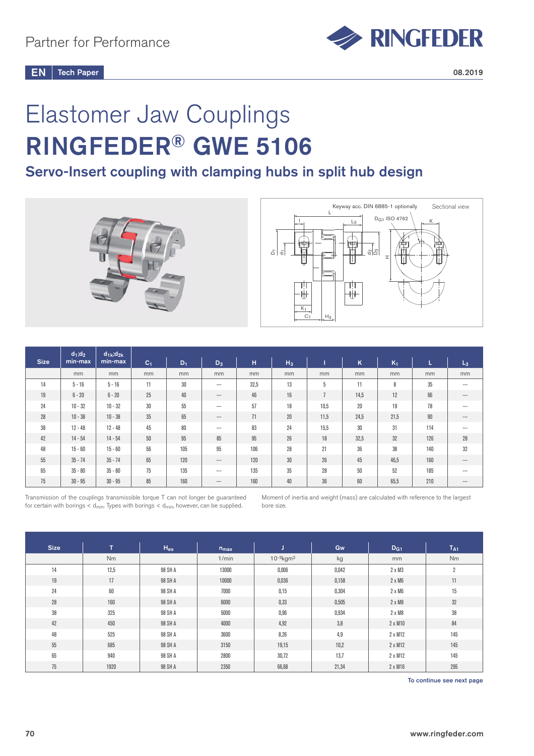# Elastomer Jaw Couplings

# RINGFEDER® GWE 5106

## Servo-Insert coupling with clamping hubs in split hub design

| Size | $d_1$;$d_2$ min-max | $d_{1k}$;$d_{2k}$ min-max | $C_1$ | $D_1$ | $D_3$ | H | $H_3$ | l | K | $K_1$ | L | $L_3$ |
|---|---|---|---|---|---|---|---|---|---|---|---|---|
| | mm | mm | mm | mm | mm | mm | mm | mm | mm | mm | mm | mm |
| 14 | 5 - 16 | 5 - 16 | 11 | 30 | --- | 32,5 | 13 | 5 | 11 | 8 | 35 | --- |
| 19 | 6 - 20 | 6 - 20 | 25 | 40 | --- | 46 | 16 | 7 | 14,5 | 12 | 66 | --- |
| 24 | 10 - 32 | 10 - 32 | 30 | 55 | --- | 57 | 18 | 10,5 | 20 | 19 | 78 | --- |
| 28 | 10 - 38 | 10 - 38 | 35 | 65 | --- | 71 | 20 | 11,5 | 24,5 | 21,5 | 90 | --- |
| 38 | 12 - 48 | 12 - 48 | 45 | 80 | --- | 83 | 24 | 15,5 | 30 | 31 | 114 | --- |
| 42 | 14 - 54 | 14 - 54 | 50 | 95 | 85 | 95 | 26 | 18 | 32,5 | 32 | 126 | 28 |
| 48 | 15 - 60 | 15 - 60 | 56 | 105 | 95 | 106 | 28 | 21 | 36 | 38 | 140 | 32 |
| 55 | 35 - 74 | 35 - 74 | 65 | 120 | --- | 120 | 30 | 26 | 45 | 46,5 | 160 | --- |
| 65 | 35 - 80 | 35 - 80 | 75 | 135 | --- | 135 | 35 | 28 | 50 | 52 | 185 | --- |
| 75 | 30 - 95 | 30 - 95 | 85 | 160 | --- | 160 | 40 | 36 | 60 | 65,5 | 210 | --- |

Transmission of the couplings transmissible torque T can not longer be guaranteed for certain with borings < $d_{min}$. Types with borings < $d_{min}$, however, can be supplied.

Moment of inertia and weight (mass) are calculated with reference to the largest bore size.

| Size | T | $H_{es}$ | $n_{max}$ | J | Gw | $D_{G1}$ | $T_{A1}$ |
|---|---|---|---|---|---|---|---|
| | Nm | | 1/min | $10^{-3}$kgm² | kg | mm | Nm |
| 14 | 12,5 | 98 SH A | 13000 | 0,006 | 0,042 | 2 x M3 | 2 |
| 19 | 17 | 98 SH A | 10000 | 0,036 | 0,158 | 2 x M6 | 11 |
| 24 | 60 | 98 SH A | 7000 | 0,15 | 0,304 | 2 x M6 | 15 |
| 28 | 160 | 98 SH A | 6000 | 0,33 | 0,505 | 2 x M8 | 32 |
| 38 | 325 | 98 SH A | 5000 | 0,96 | 0,934 | 2 x M8 | 38 |
| 42 | 450 | 98 SH A | 4000 | 4,92 | 3,8 | 2 x M10 | 84 |
| 48 | 525 | 98 SH A | 3600 | 8,26 | 4,9 | 2 x M12 | 145 |
| 55 | 685 | 98 SH A | 3150 | 19,15 | 10,2 | 2 x M12 | 145 |
| 65 | 940 | 98 SH A | 2800 | 30,72 | 13,7 | 2 x M12 | 145 |
| 75 | 1920 | 98 SH A | 2350 | 66,68 | 21,34 | 2 x M16 | 295 |

To continue see next page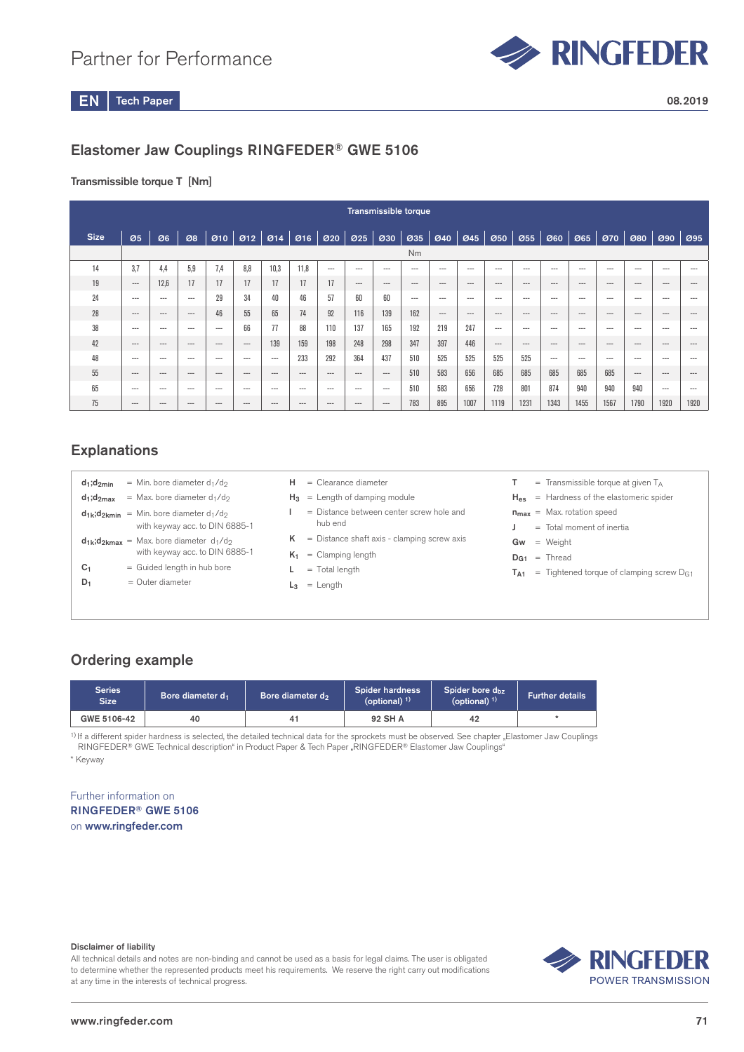Partner for Performance

EN Tech Paper

08.2019

## Elastomer Jaw Couplings RINGFEDER® GWE 5106

### Transmissible torque T [Nm]

| Size | Transmissible torque | | | | | | | | | | | | | | | | | | | | |
|---|---|---|---|---|---|---|---|---|---|---|---|---|---|---|---|---|---|---|---|---|---|
| | Ø5 | Ø6 | Ø8 | Ø10 | Ø12 | Ø14 | Ø16 | Ø20 | Ø25 | Ø30 | Ø35 | Ø40 | Ø45 | Ø50 | Ø55 | Ø60 | Ø65 | Ø70 | Ø80 | Ø90 | Ø95 |
| | Nm | | | | | | | | | | | | | | | | | | | | |
| 14 | 3,7 | 4,4 | 5,9 | 7,4 | 8,8 | 10,3 | 11,8 | --- | --- | --- | --- | --- | --- | --- | --- | --- | --- | --- | --- | --- | --- |
| 19 | --- | 12,6 | 17 | 17 | 17 | 17 | 17 | 17 | --- | --- | --- | --- | --- | --- | --- | --- | --- | --- | --- | --- | --- |
| 24 | --- | --- | --- | 29 | 34 | 40 | 46 | 57 | 60 | 60 | --- | --- | --- | --- | --- | --- | --- | --- | --- | --- | --- |
| 28 | --- | --- | --- | 46 | 55 | 65 | 74 | 92 | 116 | 139 | 162 | --- | --- | --- | --- | --- | --- | --- | --- | --- | --- |
| 38 | --- | --- | --- | --- | 66 | 77 | 88 | 110 | 137 | 165 | 192 | 219 | 247 | --- | --- | --- | --- | --- | --- | --- | --- |
| 42 | --- | --- | --- | --- | --- | 139 | 159 | 198 | 248 | 298 | 347 | 397 | 446 | --- | --- | --- | --- | --- | --- | --- | --- |
| 48 | --- | --- | --- | --- | --- | --- | 233 | 292 | 364 | 437 | 510 | 525 | 525 | 525 | 525 | --- | --- | --- | --- | --- | --- |
| 55 | --- | --- | --- | --- | --- | --- | --- | --- | --- | --- | 510 | 583 | 656 | 685 | 685 | 685 | 685 | 685 | --- | --- | --- |
| 65 | --- | --- | --- | --- | --- | --- | --- | --- | --- | --- | 510 | 583 | 656 | 728 | 801 | 874 | 940 | 940 | 940 | --- | --- |
| 75 | --- | --- | --- | --- | --- | --- | --- | --- | --- | --- | 783 | 895 | 1007 | 1119 | 1231 | 1343 | 1455 | 1567 | 1790 | 1920 | 1920 |

## Explanations

- $d_1;d_{2min}$ = Min. bore diameter $d_1/d_2$
- $d_1;d_{2max}$ = Max. bore diameter $d_1/d_2$
- $d_{1k};d_{2kmin}$ = Min. bore diameter $d_1/d_2$ with keyway acc. to DIN 6885-1
- $d_{1k};d_{2kmax}$ = Max. bore diameter $d_1/d_2$ with keyway acc. to DIN 6885-1
- $C_1$ = Guided length in hub bore
- $D_1$ = Outer diameter
- H = Clearance diameter
- $H_3$ = Length of damping module
- I = Distance between center screw hole and hub end
- K = Distance shaft axis - clamping screw axis
- $K_1$ = Clamping length
- L = Total length
- $L_3$ = Length
- T = Transmissible torque at given $T_A$
- $H_{es}$ = Hardness of the elastomeric spider
- $n_{max}$ = Max. rotation speed
- J = Total moment of inertia
- Gw = Weight
- $D_{G1}$ = Thread
- $T_{A1}$ = Tightened torque of clamping screw $D_{G1}$

## Ordering example

| Series Size | Bore diameter $d_1$ | Bore diameter $d_2$ | Spider hardness (optional) [1] | Spider bore $d_{bz}$ (optional) [1] | Further details |
|---|---|---|---|---|---|
| GWE 5106-42 | 40 | 41 | 92 SH A | 42 | * |

[1] If a different spider hardness is selected, the detailed technical data for the sprockets must be observed. See chapter „Elastomer Jaw Couplings RINGFEDER® GWE Technical description" in Product Paper & Tech Paper „RINGFEDER® Elastomer Jaw Couplings"

* Keyway

Further information on
**RINGFEDER® GWE 5106**
on **www.ringfeder.com**

**Disclaimer of liability**
All technical details and notes are non-binding and cannot be used as a basis for legal claims. The user is obligated to determine whether the represented products meet his requirements. We reserve the right carry out modifications at any time in the interests of technical progress.

RINGFEDER POWER TRANSMISSION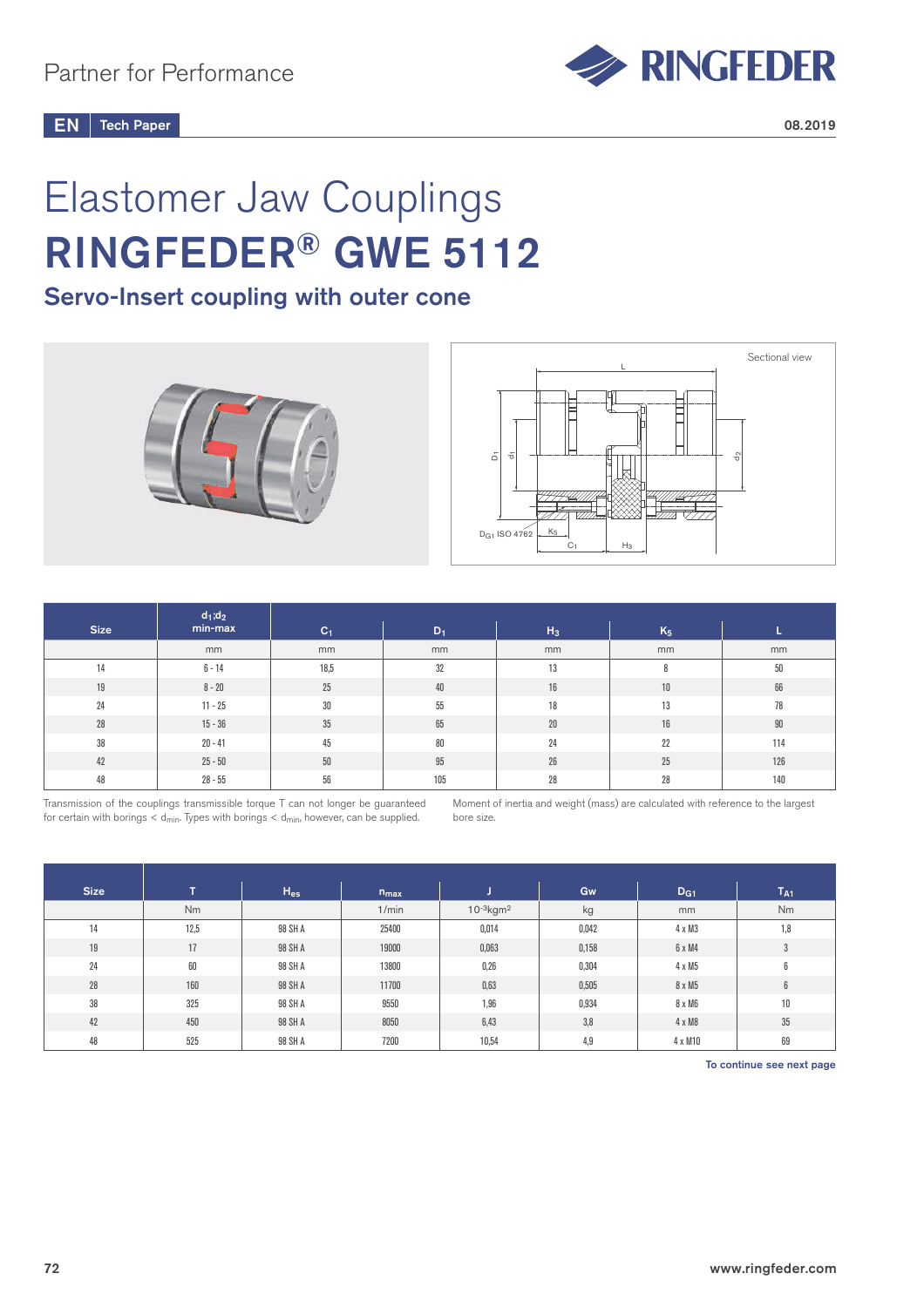Partner for Performance

EN | Tech Paper

08.2019

# Elastomer Jaw Couplings
# RINGFEDER® GWE 5112

## Servo-Insert coupling with outer cone

Sectional view

| Size | $d_1;d_2$ min-max | $C_1$ | $D_1$ | $H_3$ | $K_5$ | L |
|---|---|---|---|---|---|---|
| | mm | mm | mm | mm | mm | mm |
| 14 | 6 - 14 | 18,5 | 32 | 13 | 8 | 50 |
| 19 | 8 - 20 | 25 | 40 | 16 | 10 | 66 |
| 24 | 11 - 25 | 30 | 55 | 18 | 13 | 78 |
| 28 | 15 - 36 | 35 | 65 | 20 | 16 | 90 |
| 38 | 20 - 41 | 45 | 80 | 24 | 22 | 114 |
| 42 | 25 - 50 | 50 | 95 | 26 | 25 | 126 |
| 48 | 28 - 55 | 56 | 105 | 28 | 28 | 140 |

Transmission of the couplings transmissible torque T can not longer be guaranteed for certain with borings < $d_{min}$. Types with borings < $d_{min}$, however, can be supplied.

Moment of inertia and weight (mass) are calculated with reference to the largest bore size.

| Size | T | $H_{es}$ | $n_{max}$ | J | Gw | $D_{G1}$ | $T_{A1}$ |
|---|---|---|---|---|---|---|---|
| | Nm | | 1/min | $10^{-3}$kgm$^2$ | kg | mm | Nm |
| 14 | 12,5 | 98 SH A | 25400 | 0,014 | 0,042 | 4 x M3 | 1,8 |
| 19 | 17 | 98 SH A | 19000 | 0,063 | 0,158 | 6 x M4 | 3 |
| 24 | 60 | 98 SH A | 13800 | 0,26 | 0,304 | 4 x M5 | 6 |
| 28 | 160 | 98 SH A | 11700 | 0,63 | 0,505 | 8 x M5 | 6 |
| 38 | 325 | 98 SH A | 9550 | 1,96 | 0,934 | 8 x M6 | 10 |
| 42 | 450 | 98 SH A | 8050 | 6,43 | 3,8 | 4 x M8 | 35 |
| 48 | 525 | 98 SH A | 7200 | 10,54 | 4,9 | 4 x M10 | 69 |

To continue see next page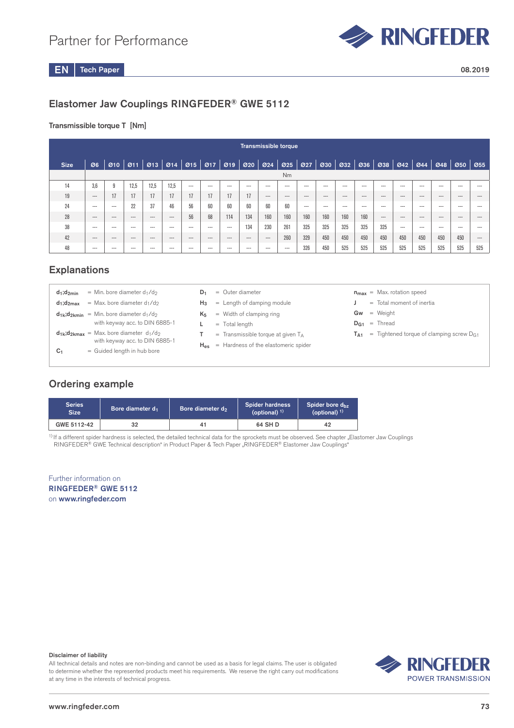## Elastomer Jaw Couplings RINGFEDER® GWE 5112

### Transmissible torque T [Nm]

| Size | Transmissible torque | | | | | | | | | | | | | | | | | | | | |
|---|---|---|---|---|---|---|---|---|---|---|---|---|---|---|---|---|---|---|---|---|---|
| | Ø6 | Ø10 | Ø11 | Ø13 | Ø14 | Ø15 | Ø17 | Ø19 | Ø20 | Ø24 | Ø25 | Ø27 | Ø30 | Ø32 | Ø36 | Ø38 | Ø42 | Ø44 | Ø48 | Ø50 | Ø55 |
| | Nm | | | | | | | | | | | | | | | | | | | | |
| 14 | 3,6 | 9 | 12,5 | 12,5 | 12,5 | --- | --- | --- | --- | --- | --- | --- | --- | --- | --- | --- | --- | --- | --- | --- | --- |
| 19 | --- | 17 | 17 | 17 | 17 | 17 | 17 | 17 | 17 | --- | --- | --- | --- | --- | --- | --- | --- | --- | --- | --- | --- |
| 24 | --- | --- | 22 | 37 | 46 | 56 | 60 | 60 | 60 | 60 | 60 | --- | --- | --- | --- | --- | --- | --- | --- | --- | --- |
| 28 | --- | --- | --- | --- | --- | 56 | 68 | 114 | 134 | 160 | 160 | 160 | 160 | 160 | 160 | --- | --- | --- | --- | --- | --- |
| 38 | --- | --- | --- | --- | --- | --- | --- | --- | 134 | 230 | 261 | 325 | 325 | 325 | 325 | 325 | --- | --- | --- | --- | --- |
| 42 | --- | --- | --- | --- | --- | --- | --- | --- | --- | --- | 260 | 329 | 450 | 450 | 450 | 450 | 450 | 450 | 450 | 450 | --- |
| 48 | --- | --- | --- | --- | --- | --- | --- | --- | --- | --- | --- | 326 | 450 | 525 | 525 | 525 | 525 | 525 | 525 | 525 | 525 |

## Explanations

- $d_1;d_{2min}$ = Min. bore diameter $d_1/d_2$
- $d_1;d_{2max}$ = Max. bore diameter $d_1/d_2$
- $d_{1k};d_{2kmin}$ = Min. bore diameter $d_1/d_2$ with keyway acc. to DIN 6885-1
- $d_{1k};d_{2kmax}$ = Max. bore diameter $d_1/d_2$ with keyway acc. to DIN 6885-1
- $C_1$ = Guided length in hub bore
- $D_1$ = Outer diameter
- $H_3$ = Length of damping module
- $K_5$ = Width of clamping ring
- L = Total length
- T = Transmissible torque at given $T_A$
- $H_{es}$ = Hardness of the elastomeric spider
- $n_{max}$ = Max. rotation speed
- J = Total moment of inertia
- Gw = Weight
- $D_{G1}$ = Thread
- $T_{A1}$ = Tightened torque of clamping screw $D_{G1}$

## Ordering example

| Series Size | Bore diameter $d_1$ | Bore diameter $d_2$ | Spider hardness (optional) [1] | Spider bore $d_{bz}$ (optional) [1] |
|---|---|---|---|---|
| GWE 5112-42 | 32 | 41 | 64 SH D | 42 |

[1] If a different spider hardness is selected, the detailed technical data for the sprockets must be observed. See chapter „Elastomer Jaw Couplings RINGFEDER® GWE Technical description" in Product Paper & Tech Paper „RINGFEDER® Elastomer Jaw Couplings"

Further information on
**RINGFEDER® GWE 5112**
on **www.ringfeder.com**

**Disclaimer of liability**
All technical details and notes are non-binding and cannot be used as a basis for legal claims. The user is obligated to determine whether the represented products meet his requirements. We reserve the right carry out modifications at any time in the interests of technical progress.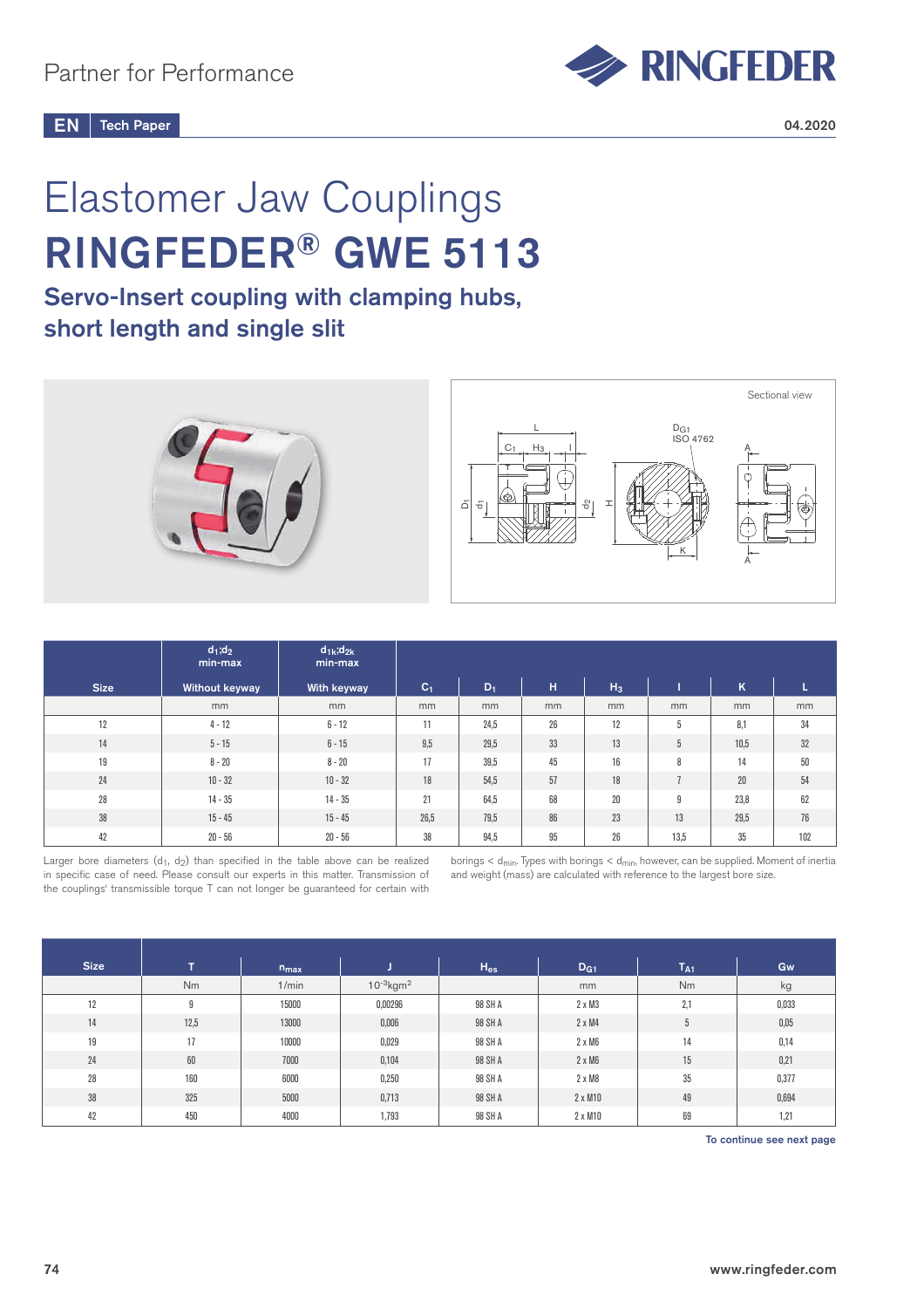Partner for Performance

EN Tech Paper

04.2020

# Elastomer Jaw Couplings
# RINGFEDER® GWE 5113

## Servo-Insert coupling with clamping hubs, short length and single slit

Sectional view

| Size | $d_1$;$d_2$ min-max Without keyway | $d_{1K}$;$d_{2K}$ min-max With keyway | $C_1$ | $D_1$ | H | $H_3$ | I | K | L |
|---|---|---|---|---|---|---|---|---|---|
| | mm | mm | mm | mm | mm | mm | mm | mm | mm |
| 12 | 4 - 12 | 6 - 12 | 11 | 24,5 | 26 | 12 | 5 | 8,1 | 34 |
| 14 | 5 - 15 | 6 - 15 | 9,5 | 29,5 | 33 | 13 | 5 | 10,5 | 32 |
| 19 | 8 - 20 | 8 - 20 | 17 | 39,5 | 45 | 16 | 8 | 14 | 50 |
| 24 | 10 - 32 | 10 - 32 | 18 | 54,5 | 57 | 18 | 7 | 20 | 54 |
| 28 | 14 - 35 | 14 - 35 | 21 | 64,5 | 68 | 20 | 9 | 23,8 | 62 |
| 38 | 15 - 45 | 15 - 45 | 26,5 | 79,5 | 86 | 23 | 13 | 29,5 | 76 |
| 42 | 20 - 56 | 20 - 56 | 38 | 94,5 | 95 | 26 | 13,5 | 35 | 102 |

Larger bore diameters ($d_1$, $d_2$) than specified in the table above can be realized in specific case of need. Please consult our experts in this matter. Transmission of the couplings' transmissible torque T can not longer be guaranteed for certain with borings < $d_{min}$. Types with borings < $d_{min}$, however, can be supplied. Moment of inertia and weight (mass) are calculated with reference to the largest bore size.

| Size | T | $n_{max}$ | J | $H_{es}$ | $D_{G1}$ | $T_{A1}$ | Gw |
|---|---|---|---|---|---|---|---|
| | Nm | 1/min | $10^{-3}$kgm$^2$ | | mm | Nm | kg |
| 12 | 9 | 15000 | 0,00296 | 98 SH A | 2 x M3 | 2,1 | 0,033 |
| 14 | 12,5 | 13000 | 0,006 | 98 SH A | 2 x M4 | 5 | 0,05 |
| 19 | 17 | 10000 | 0,029 | 98 SH A | 2 x M6 | 14 | 0,14 |
| 24 | 60 | 7000 | 0,104 | 98 SH A | 2 x M6 | 15 | 0,21 |
| 28 | 160 | 6000 | 0,250 | 98 SH A | 2 x M8 | 35 | 0,377 |
| 38 | 325 | 5000 | 0,713 | 98 SH A | 2 x M10 | 49 | 0,694 |
| 42 | 450 | 4000 | 1,793 | 98 SH A | 2 x M10 | 69 | 1,21 |

To continue see next page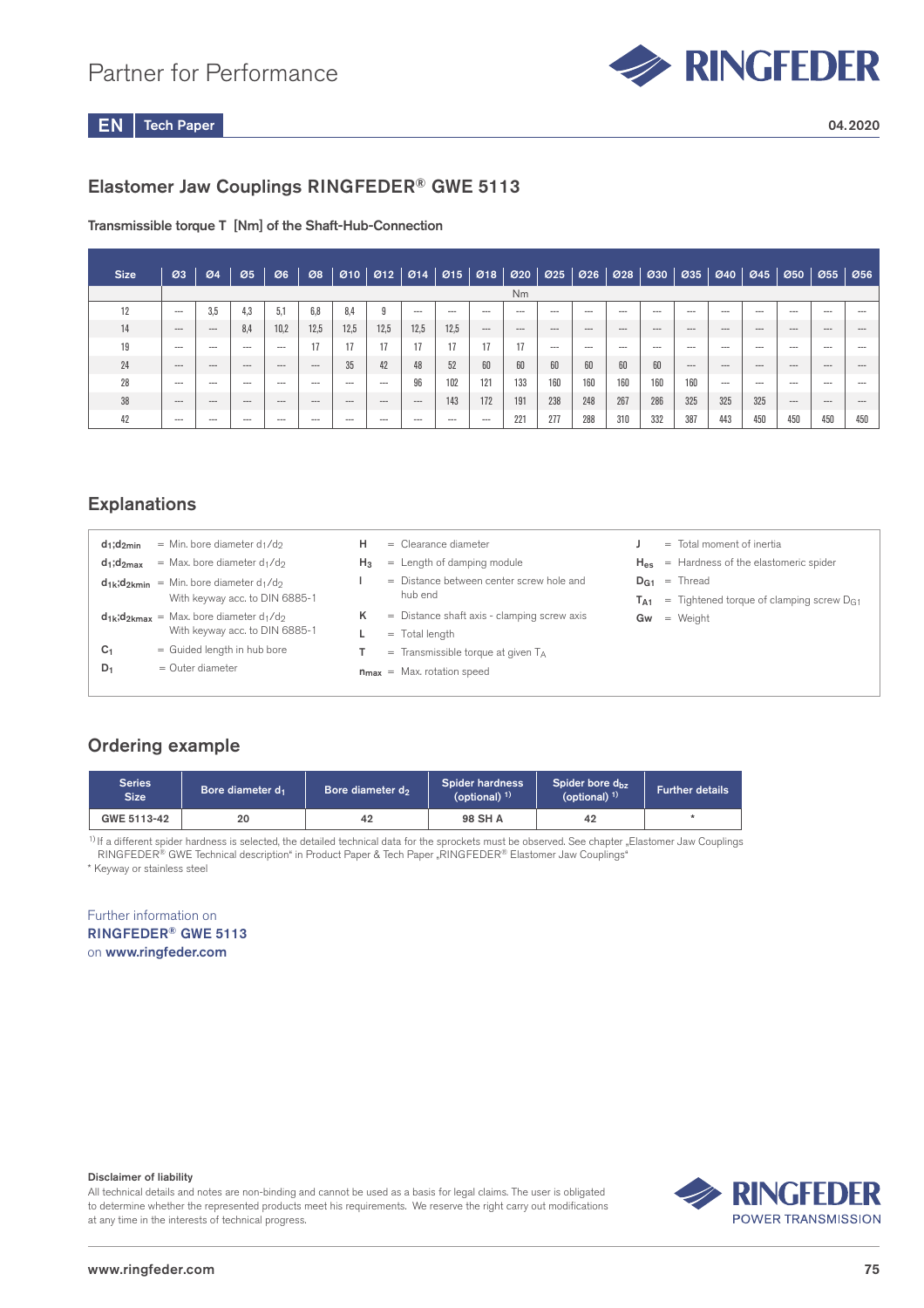## Elastomer Jaw Couplings RINGFEDER® GWE 5113

### Transmissible torque T [Nm] of the Shaft-Hub-Connection

| Size | Ø3 | Ø4 | Ø5 | Ø6 | Ø8 | Ø10 | Ø12 | Ø14 | Ø15 | Ø18 | Ø20 | Ø25 | Ø26 | Ø28 | Ø30 | Ø35 | Ø40 | Ø45 | Ø50 | Ø55 | Ø56 |
|---|---|---|---|---|---|---|---|---|---|---|---|---|---|---|---|---|---|---|---|---|---|
| | | | | | | | | | | | Nm | | | | | | | | | | |
| 12 | --- | 3,5 | 4,3 | 5,1 | 6,8 | 8,4 | 9 | --- | --- | --- | --- | --- | --- | --- | --- | --- | --- | --- | --- | --- | --- |
| 14 | --- | --- | 8,4 | 10,2 | 12,5 | 12,5 | 12,5 | 12,5 | 12,5 | --- | --- | --- | --- | --- | --- | --- | --- | --- | --- | --- | --- |
| 19 | --- | --- | --- | --- | 17 | 17 | 17 | 17 | 17 | 17 | 17 | --- | --- | --- | --- | --- | --- | --- | --- | --- | --- |
| 24 | --- | --- | --- | --- | --- | 35 | 42 | 48 | 52 | 60 | 60 | 60 | 60 | 60 | 60 | --- | --- | --- | --- | --- | --- |
| 28 | --- | --- | --- | --- | --- | --- | --- | 96 | 102 | 121 | 133 | 160 | 160 | 160 | 160 | 160 | --- | --- | --- | --- | --- |
| 38 | --- | --- | --- | --- | --- | --- | --- | --- | 143 | 172 | 191 | 238 | 248 | 267 | 286 | 325 | 325 | 325 | --- | --- | --- |
| 42 | --- | --- | --- | --- | --- | --- | --- | --- | --- | --- | 221 | 277 | 288 | 310 | 332 | 387 | 443 | 450 | 450 | 450 | 450 |

## Explanations

- $d_1;d_{2min}$ = Min. bore diameter $d_1/d_2$
- $d_1;d_{2max}$ = Max. bore diameter $d_1/d_2$
- $d_{1k};d_{2kmin}$ = Min. bore diameter $d_1/d_2$ With keyway acc. to DIN 6885-1
- $d_{1k};d_{2kmax}$ = Max. bore diameter $d_1/d_2$ With keyway acc. to DIN 6885-1
- $C_1$ = Guided length in hub bore
- $D_1$ = Outer diameter
- H = Clearance diameter
- $H_3$ = Length of damping module
- I = Distance between center screw hole and hub end
- K = Distance shaft axis - clamping screw axis
- L = Total length
- T = Transmissible torque at given $T_A$
- $n_{max}$ = Max. rotation speed
- J = Total moment of inertia
- $H_{es}$ = Hardness of the elastomeric spider
- $D_{G1}$ = Thread
- $T_{A1}$ = Tightened torque of clamping screw $D_{G1}$
- Gw = Weight

## Ordering example

| Series Size | Bore diameter $d_1$ | Bore diameter $d_2$ | Spider hardness (optional) [1] | Spider bore $d_{bz}$ (optional) [1] | Further details |
|---|---|---|---|---|---|
| GWE 5113-42 | 20 | 42 | 98 SH A | 42 | * |

[1] If a different spider hardness is selected, the detailed technical data for the sprockets must be observed. See chapter „Elastomer Jaw Couplings RINGFEDER® GWE Technical description" in Product Paper & Tech Paper „RINGFEDER® Elastomer Jaw Couplings"

* Keyway or stainless steel

Further information on
**RINGFEDER® GWE 5113**
on **www.ringfeder.com**

**Disclaimer of liability**

All technical details and notes are non-binding and cannot be used as a basis for legal claims. The user is obligated to determine whether the represented products meet his requirements. We reserve the right carry out modifications at any time in the interests of technical progress.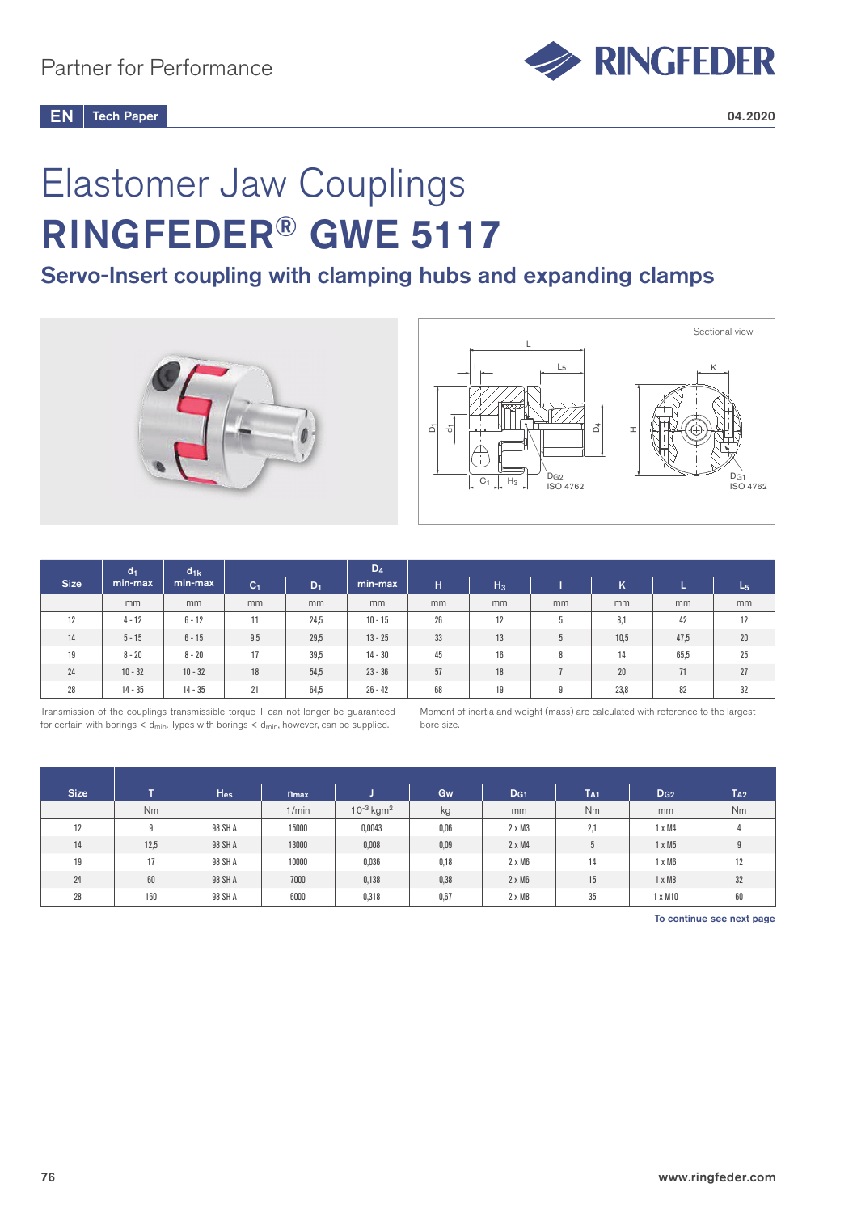Partner for Performance

EN Tech Paper

04.2020

# Elastomer Jaw Couplings
# RINGFEDER® GWE 5117

## Servo-Insert coupling with clamping hubs and expanding clamps

| Size | $d_1$ min-max | $d_{1k}$ min-max | $C_1$ | $D_1$ | $D_4$ min-max | H | $H_3$ | l | K | L | $L_5$ |
|---|---|---|---|---|---|---|---|---|---|---|---|
| | mm | mm | mm | mm | mm | mm | mm | mm | mm | mm | mm |
| 12 | 4 - 12 | 6 - 12 | 11 | 24,5 | 10 - 15 | 26 | 12 | 5 | 8,1 | 42 | 12 |
| 14 | 5 - 15 | 6 - 15 | 9,5 | 29,5 | 13 - 25 | 33 | 13 | 5 | 10,5 | 47,5 | 20 |
| 19 | 8 - 20 | 8 - 20 | 17 | 39,5 | 14 - 30 | 45 | 16 | 8 | 14 | 65,5 | 25 |
| 24 | 10 - 32 | 10 - 32 | 18 | 54,5 | 23 - 36 | 57 | 18 | 7 | 20 | 71 | 27 |
| 28 | 14 - 35 | 14 - 35 | 21 | 64,5 | 26 - 42 | 68 | 19 | 9 | 23,8 | 82 | 32 |

Transmission of the couplings transmissible torque T can not longer be guaranteed for certain with borings < $d_{min}$. Types with borings < $d_{min}$, however, can be supplied.

Moment of inertia and weight (mass) are calculated with reference to the largest bore size.

| Size | T | $H_{es}$ | $n_{max}$ | J | Gw | $D_{G1}$ | $T_{A1}$ | $D_{G2}$ | $T_{A2}$ |
|---|---|---|---|---|---|---|---|---|---|
| | Nm | | 1/min | $10^{-3}$ kgm$^2$ | kg | mm | Nm | mm | Nm |
| 12 | 9 | 98 SH A | 15000 | 0,0043 | 0,06 | 2 x M3 | 2,1 | 1 x M4 | 4 |
| 14 | 12,5 | 98 SH A | 13000 | 0,008 | 0,09 | 2 x M4 | 5 | 1 x M5 | 9 |
| 19 | 17 | 98 SH A | 10000 | 0,036 | 0,18 | 2 x M6 | 14 | 1 x M6 | 12 |
| 24 | 60 | 98 SH A | 7000 | 0,138 | 0,38 | 2 x M6 | 15 | 1 x M8 | 32 |
| 28 | 160 | 98 SH A | 6000 | 0,318 | 0,67 | 2 x M8 | 35 | 1 x M10 | 60 |

To continue see next page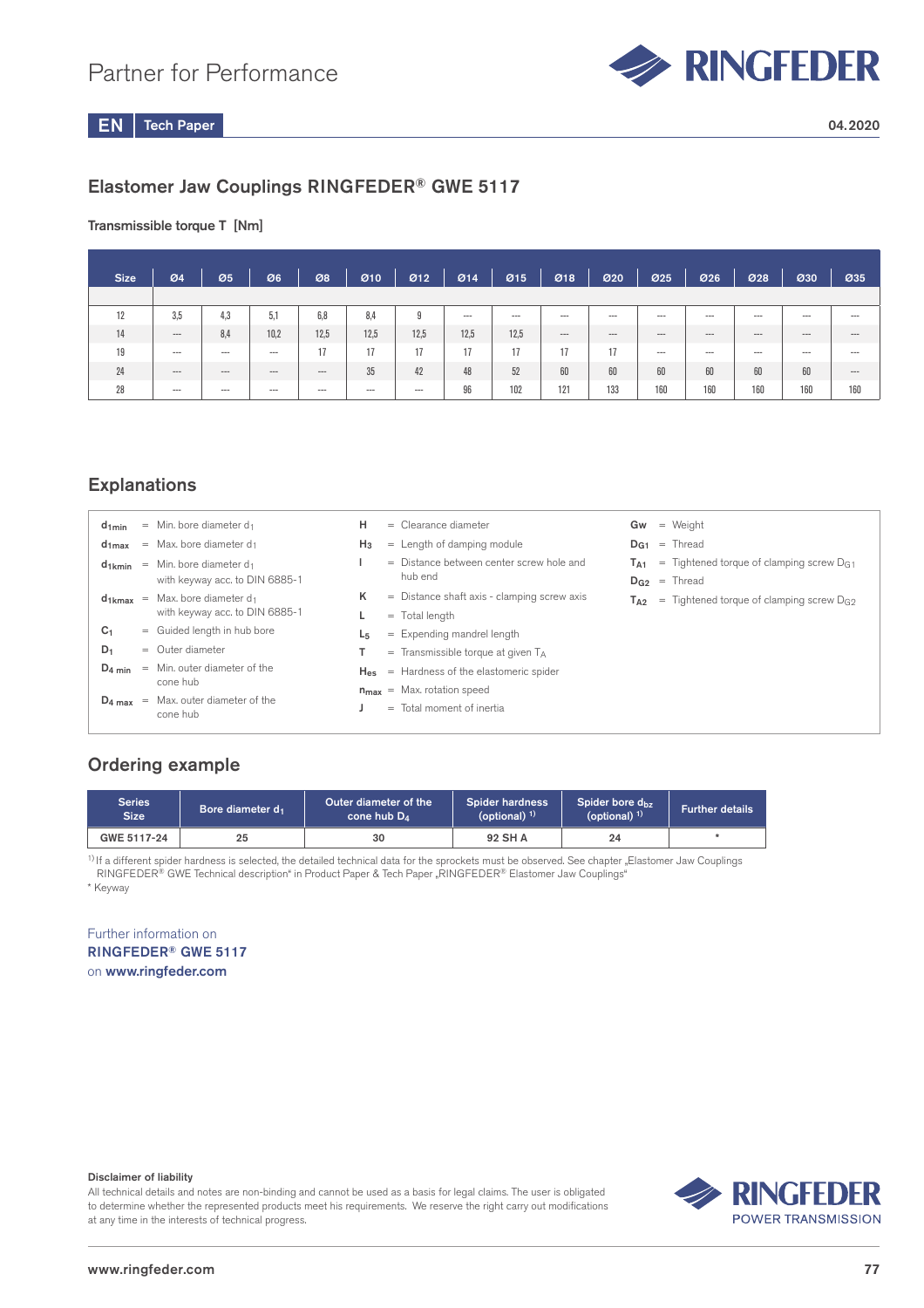## Elastomer Jaw Couplings RINGFEDER® GWE 5117

**Transmissible torque T [Nm]**

| Size | Ø4 | Ø5 | Ø6 | Ø8 | Ø10 | Ø12 | Ø14 | Ø15 | Ø18 | Ø20 | Ø25 | Ø26 | Ø28 | Ø30 | Ø35 |
|---|---|---|---|---|---|---|---|---|---|---|---|---|---|---|---|
| | | | | | | | | | | | | | | | |
| 12 | 3,5 | 4,3 | 5,1 | 6,8 | 8,4 | 9 | --- | --- | --- | --- | --- | --- | --- | --- | --- |
| 14 | --- | 8,4 | 10,2 | 12,5 | 12,5 | 12,5 | 12,5 | 12,5 | --- | --- | --- | --- | --- | --- | --- |
| 19 | --- | --- | --- | 17 | 17 | 17 | 17 | 17 | 17 | 17 | --- | --- | --- | --- | --- |
| 24 | --- | --- | --- | --- | 35 | 42 | 48 | 52 | 60 | 60 | 60 | 60 | 60 | 60 | --- |
| 28 | --- | --- | --- | --- | --- | --- | 96 | 102 | 121 | 133 | 160 | 160 | 160 | 160 | 160 |

## Explanations

- $d_{1min}$ = Min. bore diameter $d_1$
- $d_{1max}$ = Max. bore diameter $d_1$
- $d_{1kmin}$ = Min. bore diameter $d_1$ with keyway acc. to DIN 6885-1
- $d_{1kmax}$ = Max. bore diameter $d_1$ with keyway acc. to DIN 6885-1
- $C_1$ = Guided length in hub bore
- $D_1$ = Outer diameter
- $D_{4\,min}$ = Min. outer diameter of the cone hub
- $D_{4\,max}$ = Max. outer diameter of the cone hub
- H = Clearance diameter
- $H_3$ = Length of damping module
- I = Distance between center screw hole and hub end
- K = Distance shaft axis - clamping screw axis
- L = Total length
- $L_5$ = Expending mandrel length
- T = Transmissible torque at given $T_A$
- $H_{es}$ = Hardness of the elastomeric spider
- $n_{max}$ = Max. rotation speed
- J = Total moment of inertia
- Gw = Weight
- $D_{G1}$ = Thread
- $T_{A1}$ = Tightened torque of clamping screw $D_{G1}$
- $D_{G2}$ = Thread
- $T_{A2}$ = Tightened torque of clamping screw $D_{G2}$

## Ordering example

| Series Size | Bore diameter $d_1$ | Outer diameter of the cone hub $D_4$ | Spider hardness (optional) [1] | Spider bore $d_{bz}$ (optional) [1] | Further details |
|---|---|---|---|---|---|
| GWE 5117-24 | 25 | 30 | 92 SH A | 24 | * |

[1] If a different spider hardness is selected, the detailed technical data for the sprockets must be observed. See chapter „Elastomer Jaw Couplings RINGFEDER® GWE Technical description" in Product Paper & Tech Paper „RINGFEDER® Elastomer Jaw Couplings"

\* Keyway

Further information on **RINGFEDER® GWE 5117** on **www.ringfeder.com**

**Disclaimer of liability**

All technical details and notes are non-binding and cannot be used as a basis for legal claims. The user is obligated to determine whether the represented products meet his requirements. We reserve the right carry out modifications at any time in the interests of technical progress.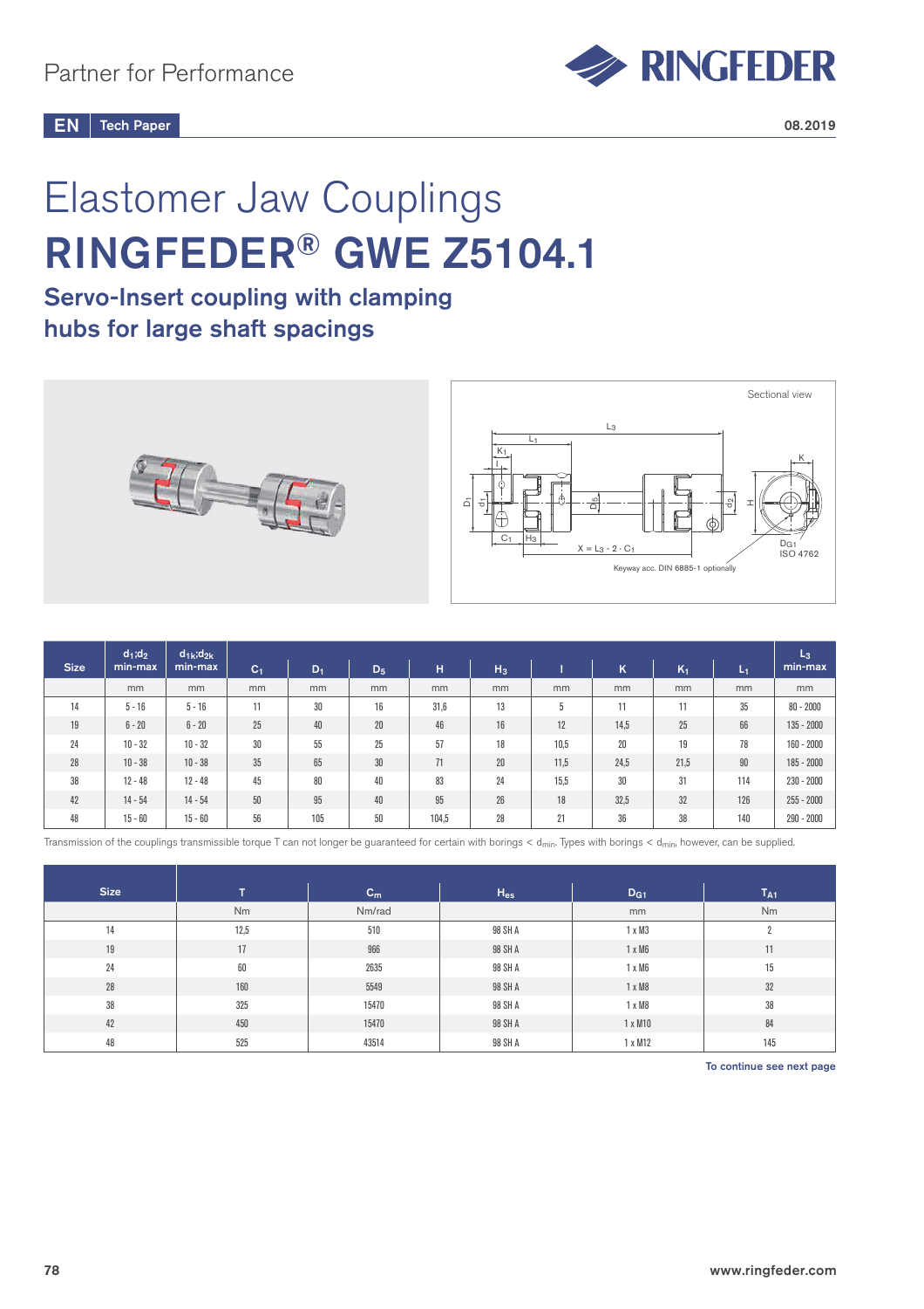Partner for Performance

EN | Tech Paper

08.2019

# Elastomer Jaw Couplings

# RINGFEDER® GWE Z5104.1

## Servo-Insert coupling with clamping hubs for large shaft spacings

Sectional view

X = $L_3$ - 2 · $C_1$

Keyway acc. DIN 6885-1 optionally

$D_{G1}$ ISO 4762

| Size | $d_1;d_2$ min-max | $d_{1k};d_{2k}$ min-max | $C_1$ | $D_1$ | $D_5$ | H | $H_3$ | I | K | $K_1$ | $L_1$ | $L_3$ min-max |
|---|---|---|---|---|---|---|---|---|---|---|---|---|
| | mm | mm | mm | mm | mm | mm | mm | mm | mm | mm | mm | mm |
| 14 | 5 - 16 | 5 - 16 | 11 | 30 | 16 | 31,6 | 13 | 5 | 11 | 11 | 35 | 80 - 2000 |
| 19 | 6 - 20 | 6 - 20 | 25 | 40 | 20 | 46 | 16 | 12 | 14,5 | 25 | 66 | 135 - 2000 |
| 24 | 10 - 32 | 10 - 32 | 30 | 55 | 25 | 57 | 18 | 10,5 | 20 | 19 | 78 | 160 - 2000 |
| 28 | 10 - 38 | 10 - 38 | 35 | 65 | 30 | 71 | 20 | 11,5 | 24,5 | 21,5 | 90 | 185 - 2000 |
| 38 | 12 - 48 | 12 - 48 | 45 | 80 | 40 | 83 | 24 | 15,5 | 30 | 31 | 114 | 230 - 2000 |
| 42 | 14 - 54 | 14 - 54 | 50 | 95 | 40 | 95 | 26 | 18 | 32,5 | 32 | 126 | 255 - 2000 |
| 48 | 15 - 60 | 15 - 60 | 56 | 105 | 50 | 104,5 | 28 | 21 | 36 | 38 | 140 | 290 - 2000 |

Transmission of the couplings transmissible torque T can not longer be guaranteed for certain with borings < $d_{min}$. Types with borings < $d_{min}$, however, can be supplied.

| Size | T | $C_m$ | $H_{es}$ | $D_{G1}$ | $T_{A1}$ |
|---|---|---|---|---|---|
| | Nm | Nm/rad | | mm | Nm |
| 14 | 12,5 | 510 | 98 SH A | 1 x M3 | 2 |
| 19 | 17 | 966 | 98 SH A | 1 x M6 | 11 |
| 24 | 60 | 2635 | 98 SH A | 1 x M6 | 15 |
| 28 | 160 | 5549 | 98 SH A | 1 x M8 | 32 |
| 38 | 325 | 15470 | 98 SH A | 1 x M8 | 38 |
| 42 | 450 | 15470 | 98 SH A | 1 x M10 | 84 |
| 48 | 525 | 43514 | 98 SH A | 1 x M12 | 145 |

To continue see next page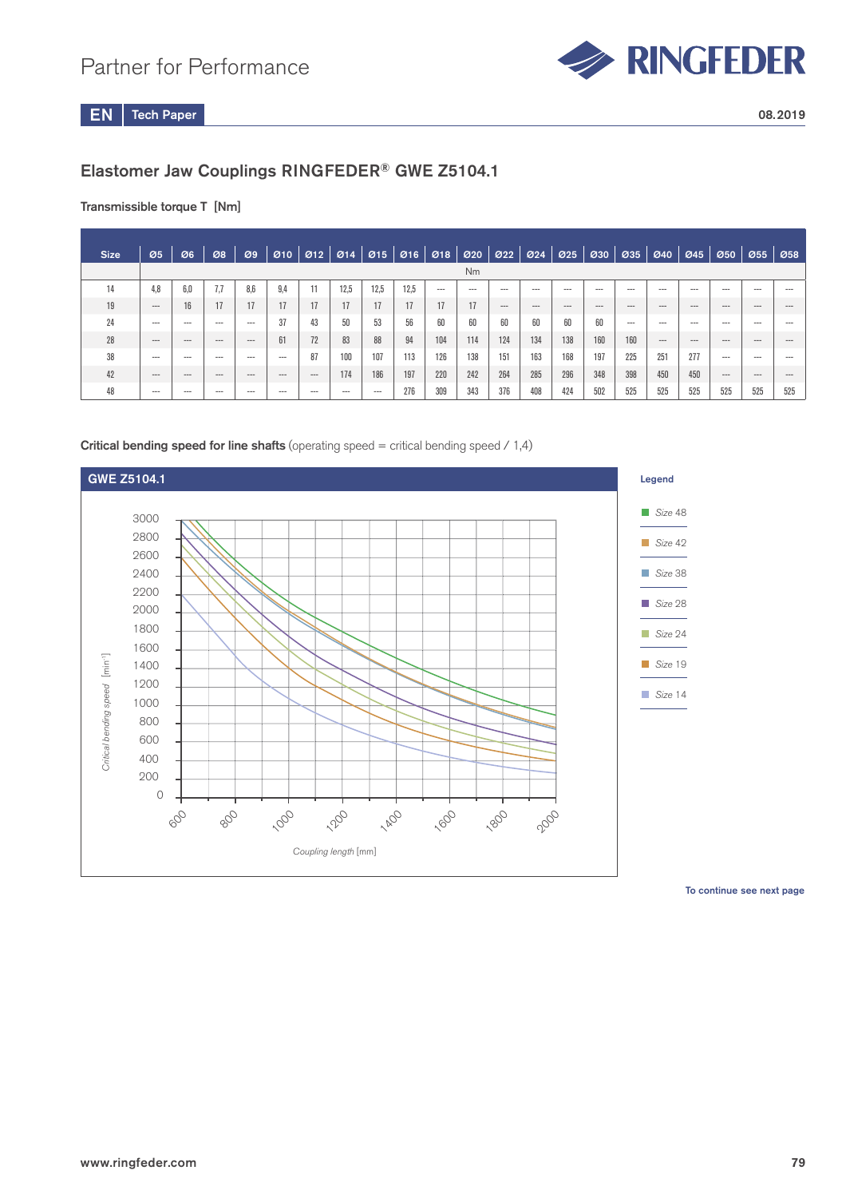## Elastomer Jaw Couplings RINGFEDER® GWE Z5104.1

**Transmissible torque T [Nm]**

| Size | Ø5 | Ø6 | Ø8 | Ø9 | Ø10 | Ø12 | Ø14 | Ø15 | Ø16 | Ø18 | Ø20 | Ø22 | Ø24 | Ø25 | Ø30 | Ø35 | Ø40 | Ø45 | Ø50 | Ø55 | Ø58 |
|---|---|---|---|---|---|---|---|---|---|---|---|---|---|---|---|---|---|---|---|---|---|
| | Nm | | | | | | | | | | | | | | | | | | | | |
| 14 | 4,8 | 6,0 | 7,7 | 8,6 | 9,4 | 11 | 12,5 | 12,5 | 12,5 | --- | --- | --- | --- | --- | --- | --- | --- | --- | --- | --- | --- |
| 19 | --- | 16 | 17 | 17 | 17 | 17 | 17 | 17 | 17 | 17 | 17 | --- | --- | --- | --- | --- | --- | --- | --- | --- | --- |
| 24 | --- | --- | --- | --- | 37 | 43 | 50 | 53 | 56 | 60 | 60 | 60 | 60 | 60 | 60 | --- | --- | --- | --- | --- | --- |
| 28 | --- | --- | --- | --- | 61 | 72 | 83 | 88 | 94 | 104 | 114 | 124 | 134 | 138 | 160 | 160 | --- | --- | --- | --- | --- |
| 38 | --- | --- | --- | --- | --- | 87 | 100 | 107 | 113 | 126 | 138 | 151 | 163 | 168 | 197 | 225 | 251 | 277 | --- | --- | --- |
| 42 | --- | --- | --- | --- | --- | --- | 174 | 186 | 197 | 220 | 242 | 264 | 285 | 296 | 348 | 398 | 450 | 450 | --- | --- | --- |
| 48 | --- | --- | --- | --- | --- | --- | --- | --- | 276 | 309 | 343 | 376 | 408 | 424 | 502 | 525 | 525 | 525 | 525 | 525 | 525 |

**Critical bending speed for line shafts** (operating speed = critical bending speed / 1,4)

**GWE Z5104.1**

Legend: Size 48, Size 42, Size 38, Size 28, Size 24, Size 19, Size 14

*Critical bending speed* [min⁻¹] vs. *Coupling length* [mm]

To continue see next page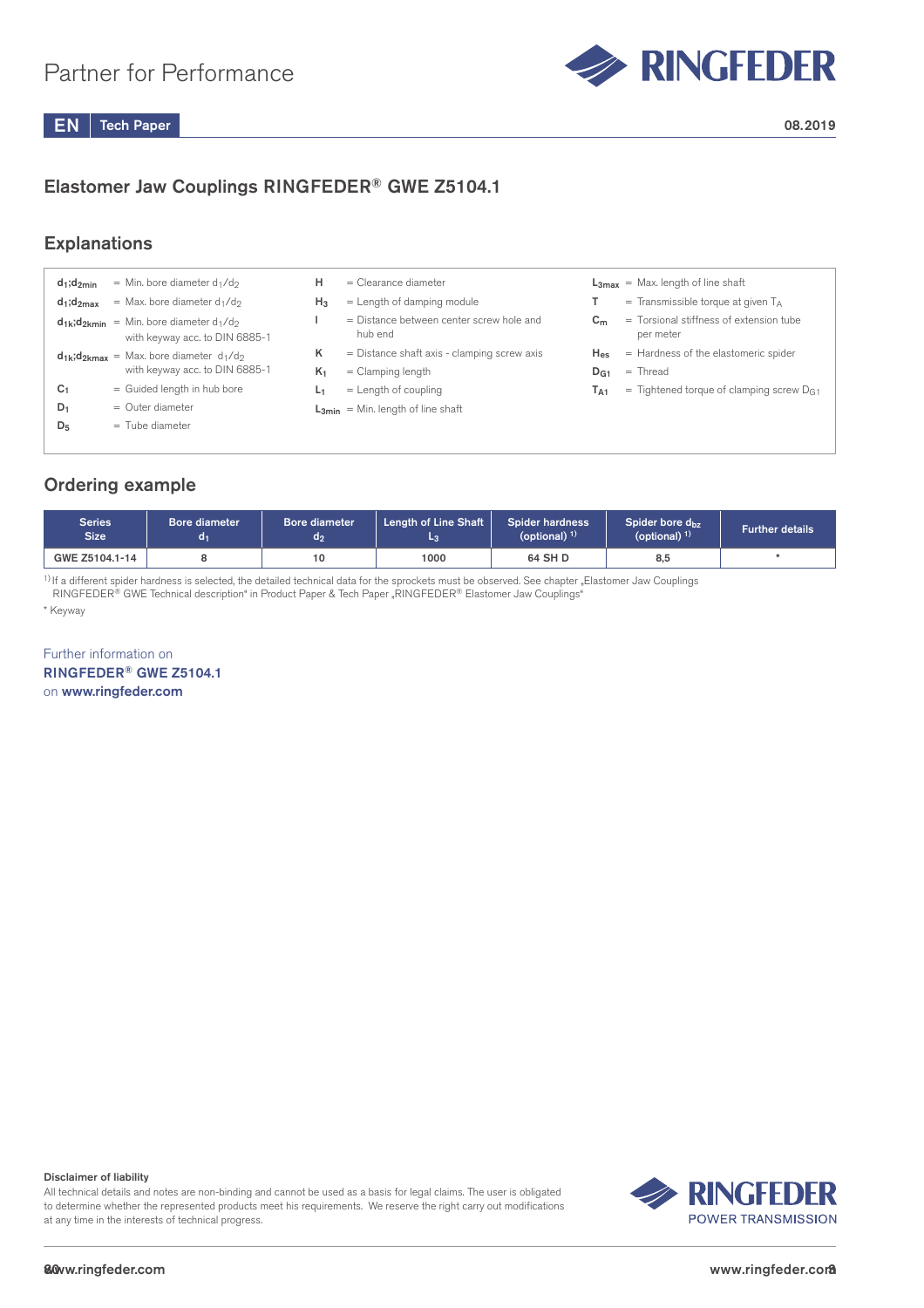Partner for Performance

EN Tech Paper

08.2019

## Elastomer Jaw Couplings RINGFEDER® GWE Z5104.1

## Explanations

| Symbol | Meaning |
|---|---|
| $d_1$;$d_{2min}$ | = Min. bore diameter $d_1$/$d_2$ |
| $d_1$;$d_{2max}$ | = Max. bore diameter $d_1$/$d_2$ |
| $d_{1k}$;$d_{2kmin}$ | = Min. bore diameter $d_1$/$d_2$ with keyway acc. to DIN 6885-1 |
| $d_{1k}$;$d_{2kmax}$ | = Max. bore diameter $d_1$/$d_2$ with keyway acc. to DIN 6885-1 |
| $C_1$ | = Guided length in hub bore |
| $D_1$ | = Outer diameter |
| $D_5$ | = Tube diameter |
| H | = Clearance diameter |
| $H_3$ | = Length of damping module |
| I | = Distance between center screw hole and hub end |
| K | = Distance shaft axis - clamping screw axis |
| $K_1$ | = Clamping length |
| $L_1$ | = Length of coupling |
| $L_{3min}$ | = Min. length of line shaft |
| $L_{3max}$ | = Max. length of line shaft |
| T | = Transmissible torque at given $T_A$ |
| $C_m$ | = Torsional stiffness of extension tube per meter |
| $H_{es}$ | = Hardness of the elastomeric spider |
| $D_{G1}$ | = Thread |
| $T_{A1}$ | = Tightened torque of clamping screw $D_{G1}$ |

## Ordering example

| Series Size | Bore diameter $d_1$ | Bore diameter $d_2$ | Length of Line Shaft $L_3$ | Spider hardness (optional) [1] | Spider bore $d_{bz}$ (optional) [1] | Further details |
|---|---|---|---|---|---|---|
| GWE Z5104.1-14 | 8 | 10 | 1000 | 64 SH D | 8,5 | * |

[1] If a different spider hardness is selected, the detailed technical data for the sprockets must be observed. See chapter „Elastomer Jaw Couplings RINGFEDER® GWE Technical description“ in Product Paper & Tech Paper „RINGFEDER® Elastomer Jaw Couplings“

* Keyway

Further information on
**RINGFEDER® GWE Z5104.1**
on **www.ringfeder.com**

**Disclaimer of liability**
All technical details and notes are non-binding and cannot be used as a basis for legal claims. The user is obligated to determine whether the represented products meet his requirements. We reserve the right carry out modifications at any time in the interests of technical progress.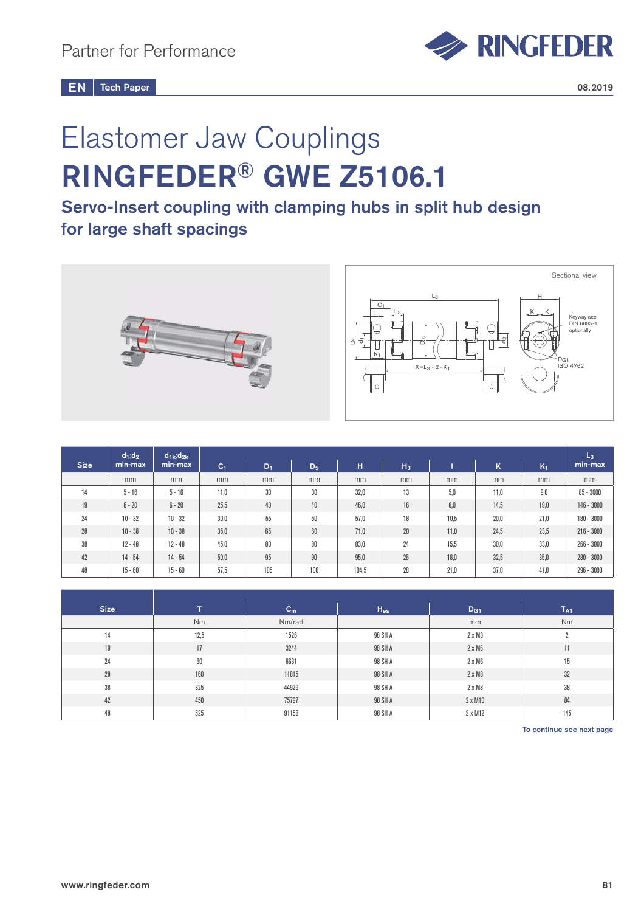Partner for Performance

EN Tech Paper

08.2019

# Elastomer Jaw Couplings

# RINGFEDER® GWE Z5106.1

## Servo-Insert coupling with clamping hubs in split hub design for large shaft spacings

Sectional view

Keyway acc. DIN 6885-1 optionally

$D_{G1}$ ISO 4762

$X=L_3 - 2 \cdot K_1$

| Size | $d_1;d_2$ min-max | $d_{1k};d_{2k}$ min-max | $C_1$ | $D_1$ | $D_5$ | H | $H_3$ | I | K | $K_1$ | $L_3$ min-max |
|---|---|---|---|---|---|---|---|---|---|---|---|
| | mm | mm | mm | mm | mm | mm | mm | mm | mm | mm | mm |
| 14 | 5 - 16 | 5 - 16 | 11,0 | 30 | 30 | 32,0 | 13 | 5,0 | 11,0 | 9,0 | 85 - 3000 |
| 19 | 6 - 20 | 6 - 20 | 25,5 | 40 | 40 | 46,0 | 16 | 8,0 | 14,5 | 19,0 | 146 - 3000 |
| 24 | 10 - 32 | 10 - 32 | 30,0 | 55 | 50 | 57,0 | 18 | 10,5 | 20,0 | 21,0 | 180 - 3000 |
| 28 | 10 - 38 | 10 - 38 | 35,0 | 65 | 60 | 71,0 | 20 | 11,0 | 24,5 | 23,5 | 216 - 3000 |
| 38 | 12 - 48 | 12 - 48 | 45,0 | 80 | 80 | 83,0 | 24 | 15,5 | 30,0 | 33,0 | 266 - 3000 |
| 42 | 14 - 54 | 14 - 54 | 50,0 | 95 | 90 | 95,0 | 26 | 18,0 | 32,5 | 35,0 | 280 - 3000 |
| 48 | 15 - 60 | 15 - 60 | 57,5 | 105 | 100 | 104,5 | 28 | 21,0 | 37,0 | 41,0 | 296 - 3000 |

| Size | T | $C_m$ | $H_{es}$ | $D_{G1}$ | $T_{A1}$ |
|---|---|---|---|---|---|
| | Nm | Nm/rad | | mm | Nm |
| 14 | 12,5 | 1526 | 98 SH A | 2 x M3 | 2 |
| 19 | 17 | 3244 | 98 SH A | 2 x M6 | 11 |
| 24 | 60 | 6631 | 98 SH A | 2 x M6 | 15 |
| 28 | 160 | 11815 | 98 SH A | 2 x M8 | 32 |
| 38 | 325 | 44929 | 98 SH A | 2 x M8 | 38 |
| 42 | 450 | 75797 | 98 SH A | 2 x M10 | 84 |
| 48 | 525 | 91158 | 98 SH A | 2 x M12 | 145 |

To continue see next page

www.ringfeder.com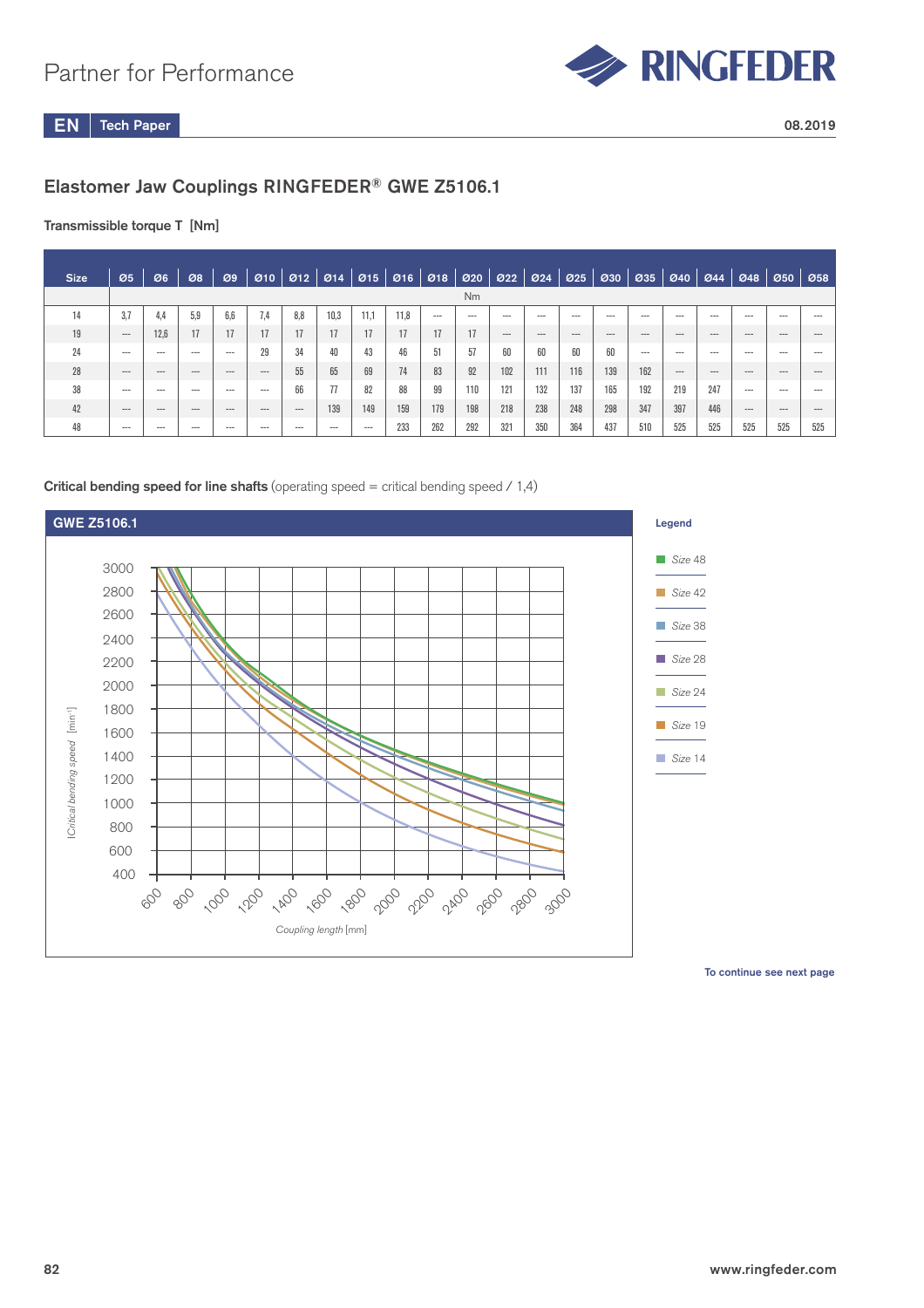## Elastomer Jaw Couplings RINGFEDER® GWE Z5106.1

**Transmissible torque T [Nm]**

| Size | Ø5 | Ø6 | Ø8 | Ø9 | Ø10 | Ø12 | Ø14 | Ø15 | Ø16 | Ø18 | Ø20 | Ø22 | Ø24 | Ø25 | Ø30 | Ø35 | Ø40 | Ø44 | Ø48 | Ø50 | Ø58 |
|---|---|---|---|---|---|---|---|---|---|---|---|---|---|---|---|---|---|---|---|---|---|
| | Nm | | | | | | | | | | | | | | | | | | | | |
| 14 | 3,7 | 4,4 | 5,9 | 6,6 | 7,4 | 8,8 | 10,3 | 11,1 | 11,8 | --- | --- | --- | --- | --- | --- | --- | --- | --- | --- | --- | --- |
| 19 | --- | 12,6 | 17 | 17 | 17 | 17 | 17 | 17 | 17 | 17 | 17 | --- | --- | --- | --- | --- | --- | --- | --- | --- | --- |
| 24 | --- | --- | --- | --- | 29 | 34 | 40 | 43 | 46 | 51 | 57 | 60 | 60 | 60 | 60 | --- | --- | --- | --- | --- | --- |
| 28 | --- | --- | --- | --- | --- | 55 | 65 | 69 | 74 | 83 | 92 | 102 | 111 | 116 | 139 | 162 | --- | --- | --- | --- | --- |
| 38 | --- | --- | --- | --- | --- | 66 | 77 | 82 | 88 | 99 | 110 | 121 | 132 | 137 | 165 | 192 | 219 | 247 | --- | --- | --- |
| 42 | --- | --- | --- | --- | --- | --- | 139 | 149 | 159 | 179 | 198 | 218 | 238 | 248 | 298 | 347 | 397 | 446 | --- | --- | --- |
| 48 | --- | --- | --- | --- | --- | --- | --- | --- | 233 | 262 | 292 | 321 | 350 | 364 | 437 | 510 | 525 | 525 | 525 | 525 | 525 |

**Critical bending speed for line shafts** (operating speed = critical bending speed / 1,4)

**GWE Z5106.1**

Critical bending speed [min⁻¹] vs. Coupling length [mm]

**Legend**

- Size 48
- Size 42
- Size 38
- Size 28
- Size 24
- Size 19
- Size 14

To continue see next page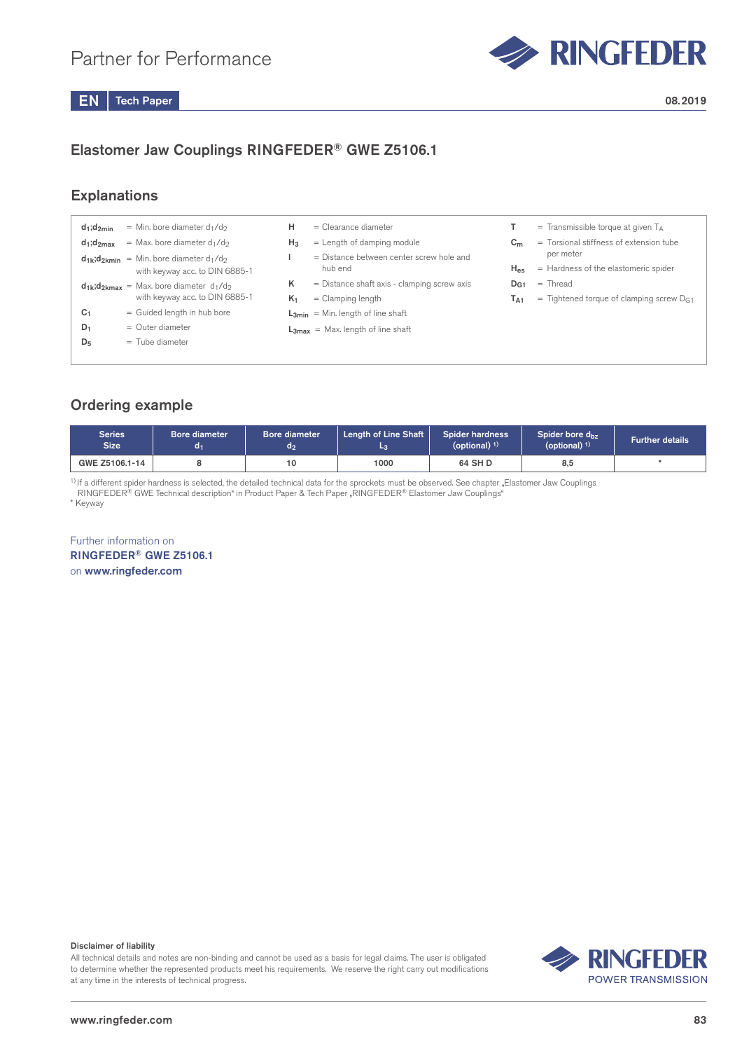# Elastomer Jaw Couplings RINGFEDER® GWE Z5106.1

## Explanations

- $d_1;d_{2min}$ = Min. bore diameter $d_1/d_2$
- $d_1;d_{2max}$ = Max. bore diameter $d_1/d_2$
- $d_{1k};d_{2kmin}$ = Min. bore diameter $d_1/d_2$ with keyway acc. to DIN 6885-1
- $d_{1k};d_{2kmax}$ = Max. bore diameter $d_1/d_2$ with keyway acc. to DIN 6885-1
- $C_1$ = Guided length in hub bore
- $D_1$ = Outer diameter
- $D_5$ = Tube diameter
- H = Clearance diameter
- $H_3$ = Length of damping module
- I = Distance between center screw hole and hub end
- K = Distance shaft axis - clamping screw axis
- $K_1$ = Clamping length
- $L_{3min}$ = Min. length of line shaft
- $L_{3max}$ = Max. length of line shaft
- T = Transmissible torque at given $T_A$
- $C_m$ = Torsional stiffness of extension tube per meter
- $H_{es}$ = Hardness of the elastomeric spider
- $D_{G1}$ = Thread
- $T_{A1}$ = Tightened torque of clamping screw $D_{G1}$

## Ordering example

| Series Size | Bore diameter $d_1$ | Bore diameter $d_2$ | Length of Line Shaft $L_3$ | Spider hardness (optional) 1) | Spider bore $d_{bz}$ (optional) 1) | Further details |
|---|---|---|---|---|---|---|
| GWE Z5106.1-14 | 8 | 10 | 1000 | 64 SH D | 8,5 | * |

1) If a different spider hardness is selected, the detailed technical data for the sprockets must be observed. See chapter „Elastomer Jaw Couplings RINGFEDER® GWE Technical description“ in Product Paper & Tech Paper „RINGFEDER® Elastomer Jaw Couplings“

* Keyway

Further information on
**RINGFEDER® GWE Z5106.1**
on **www.ringfeder.com**

**Disclaimer of liability**
All technical details and notes are non-binding and cannot be used as a basis for legal claims. The user is obligated to determine whether the represented products meet his requirements. We reserve the right carry out modifications at any time in the interests of technical progress.